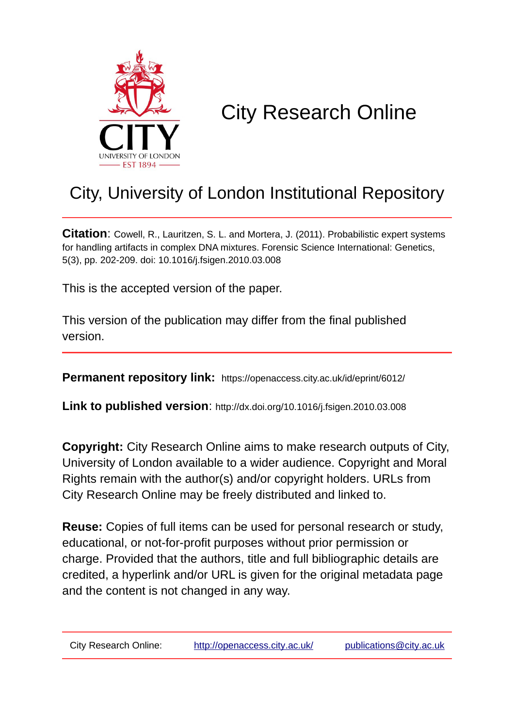# City Research Online

## City, University of London Institutional Repository

**Citation**: Cowell, R., Lauritzen, S. L. and Mortera, J. (2011). Probabilistic expert systems for handling artifacts in complex DNA mixtures. Forensic Science International: Genetics, 5(3), pp. 202-209. doi: 10.1016/j.fsigen.2010.03.008

This is the accepted version of the paper.

This version of the publication may differ from the final published version.

**Permanent repository link:** https://openaccess.city.ac.uk/id/eprint/6012/

**Link to published version**: http://dx.doi.org/10.1016/j.fsigen.2010.03.008

**Copyright:** City Research Online aims to make research outputs of City, University of London available to a wider audience. Copyright and Moral Rights remain with the author(s) and/or copyright holders. URLs from City Research Online may be freely distributed and linked to.

**Reuse:** Copies of full items can be used for personal research or study, educational, or not-for-profit purposes without prior permission or charge. Provided that the authors, title and full bibliographic details are credited, a hyperlink and/or URL is given for the original metadata page and the content is not changed in any way.

City Research Online: http://openaccess.city.ac.uk/ publications@city.ac.uk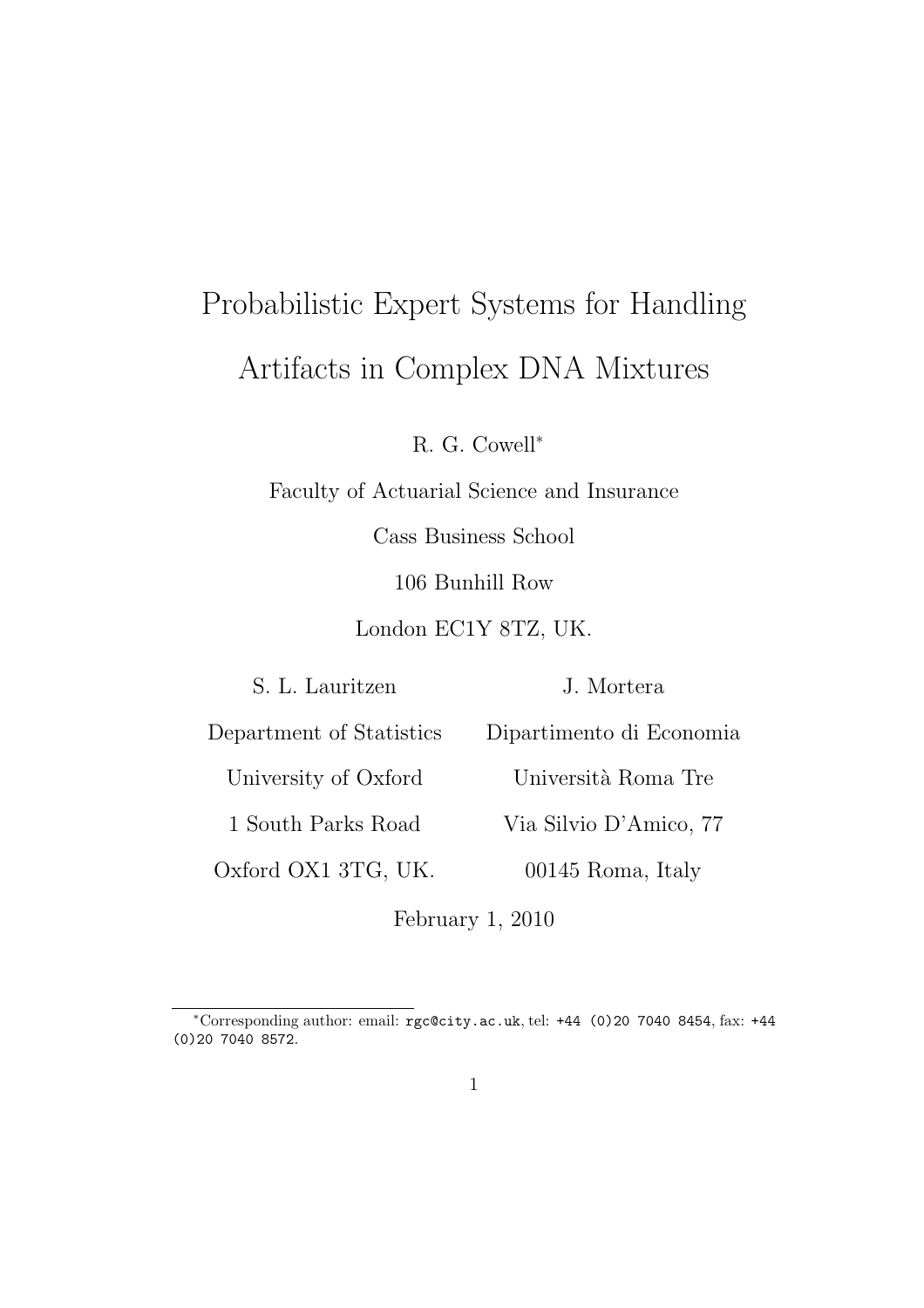# Probabilistic Expert Systems for Handling Artifacts in Complex DNA Mixtures

R. G. Cowell*

Faculty of Actuarial Science and Insurance

Cass Business School

106 Bunhill Row

London EC1Y 8TZ, UK.

S. L. Lauritzen

Department of Statistics

University of Oxford

1 South Parks Road

Oxford OX1 3TG, UK.

J. Mortera

Dipartimento di Economia

Università Roma Tre

Via Silvio D'Amico, 77

00145 Roma, Italy

February 1, 2010

---

*Corresponding author: email: rgc@city.ac.uk, tel: +44 (0)20 7040 8454, fax: +44 (0)20 7040 8572.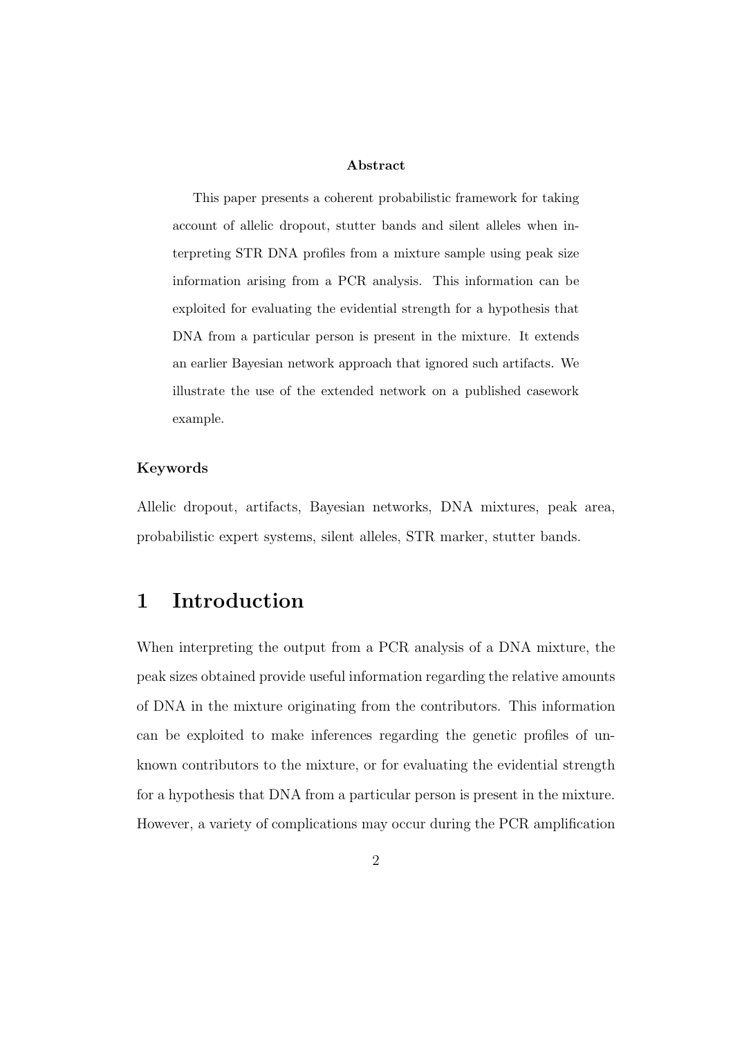**Abstract**

This paper presents a coherent probabilistic framework for taking account of allelic dropout, stutter bands and silent alleles when interpreting STR DNA profiles from a mixture sample using peak size information arising from a PCR analysis. This information can be exploited for evaluating the evidential strength for a hypothesis that DNA from a particular person is present in the mixture. It extends an earlier Bayesian network approach that ignored such artifacts. We illustrate the use of the extended network on a published casework example.

**Keywords**

Allelic dropout, artifacts, Bayesian networks, DNA mixtures, peak area, probabilistic expert systems, silent alleles, STR marker, stutter bands.

# 1 Introduction

When interpreting the output from a PCR analysis of a DNA mixture, the peak sizes obtained provide useful information regarding the relative amounts of DNA in the mixture originating from the contributors. This information can be exploited to make inferences regarding the genetic profiles of unknown contributors to the mixture, or for evaluating the evidential strength for a hypothesis that DNA from a particular person is present in the mixture. However, a variety of complications may occur during the PCR amplification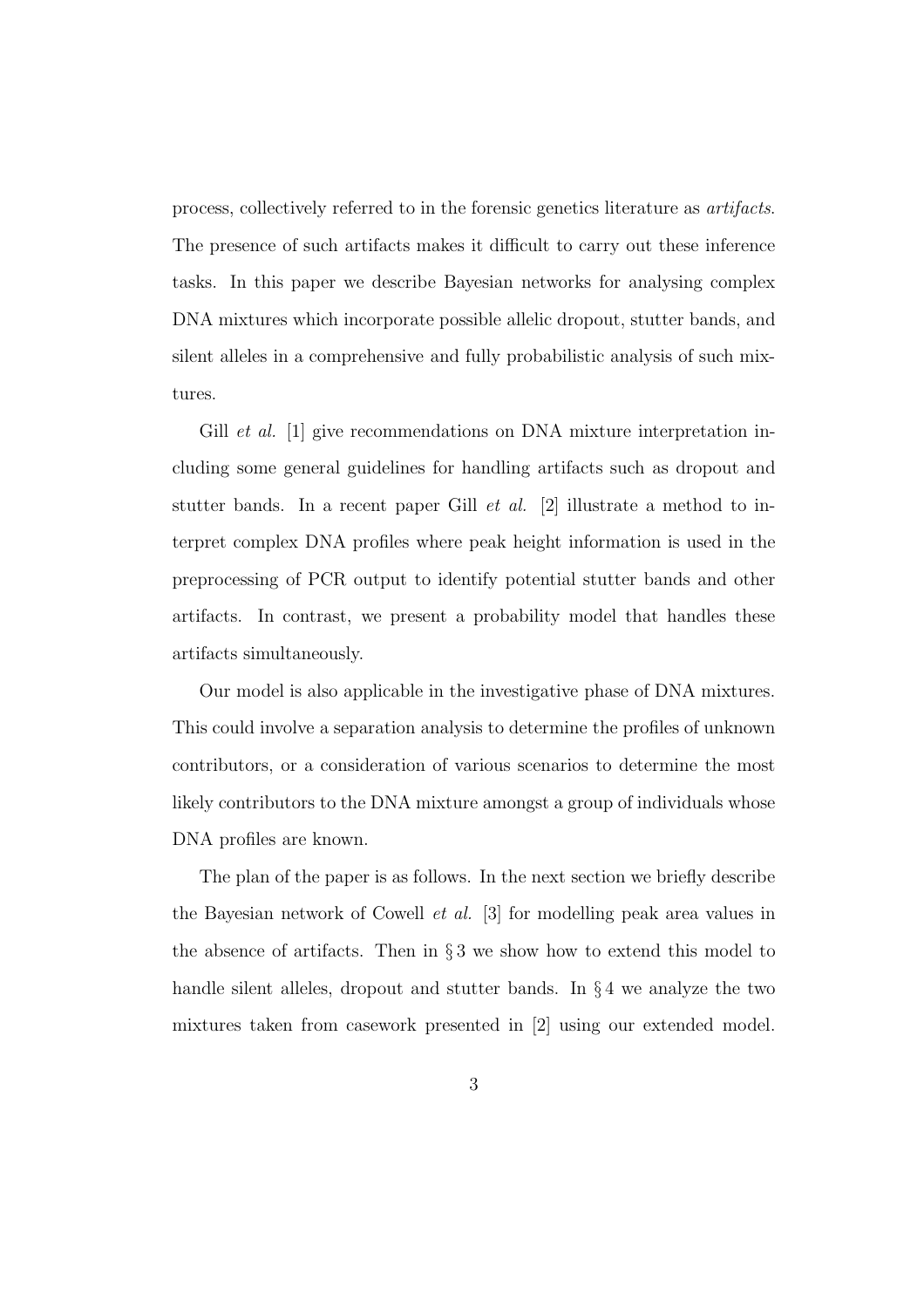process, collectively referred to in the forensic genetics literature as *artifacts*. The presence of such artifacts makes it difficult to carry out these inference tasks. In this paper we describe Bayesian networks for analysing complex DNA mixtures which incorporate possible allelic dropout, stutter bands, and silent alleles in a comprehensive and fully probabilistic analysis of such mixtures.

Gill *et al.* [1] give recommendations on DNA mixture interpretation including some general guidelines for handling artifacts such as dropout and stutter bands. In a recent paper Gill *et al.* [2] illustrate a method to interpret complex DNA profiles where peak height information is used in the preprocessing of PCR output to identify potential stutter bands and other artifacts. In contrast, we present a probability model that handles these artifacts simultaneously.

Our model is also applicable in the investigative phase of DNA mixtures. This could involve a separation analysis to determine the profiles of unknown contributors, or a consideration of various scenarios to determine the most likely contributors to the DNA mixture amongst a group of individuals whose DNA profiles are known.

The plan of the paper is as follows. In the next section we briefly describe the Bayesian network of Cowell *et al.* [3] for modelling peak area values in the absence of artifacts. Then in § 3 we show how to extend this model to handle silent alleles, dropout and stutter bands. In § 4 we analyze the two mixtures taken from casework presented in [2] using our extended model.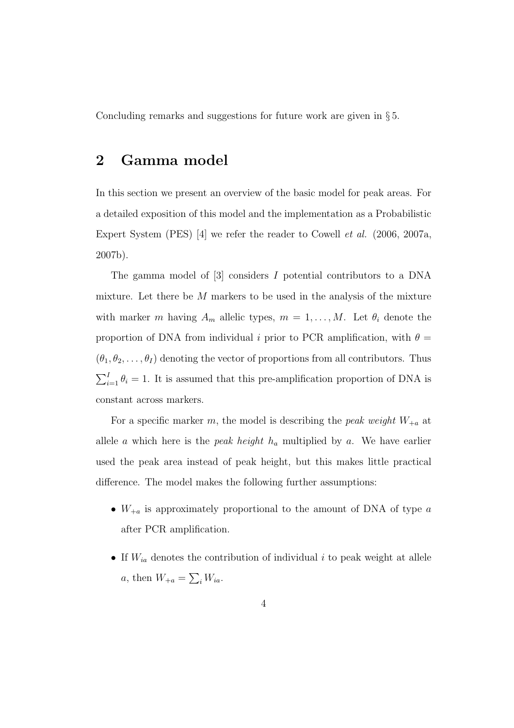Concluding remarks and suggestions for future work are given in § 5.

## 2 Gamma model

In this section we present an overview of the basic model for peak areas. For a detailed exposition of this model and the implementation as a Probabilistic Expert System (PES) [4] we refer the reader to Cowell *et al.* (2006, 2007a, 2007b).

The gamma model of [3] considers $I$ potential contributors to a DNA mixture. Let there be $M$ markers to be used in the analysis of the mixture with marker $m$ having $A_m$ allelic types, $m = 1, \ldots, M$. Let $\theta_i$ denote the proportion of DNA from individual $i$ prior to PCR amplification, with $\theta = (\theta_1, \theta_2, \ldots, \theta_I)$ denoting the vector of proportions from all contributors. Thus $\sum_{i=1}^{I} \theta_i = 1$. It is assumed that this pre-amplification proportion of DNA is constant across markers.

For a specific marker $m$, the model is describing the *peak weight* $W_{+a}$ at allele $a$ which here is the *peak height* $h_a$ multiplied by $a$. We have earlier used the peak area instead of peak height, but this makes little practical difference. The model makes the following further assumptions:

- $W_{+a}$ is approximately proportional to the amount of DNA of type $a$ after PCR amplification.
- If $W_{ia}$ denotes the contribution of individual $i$ to peak weight at allele $a$, then $W_{+a} = \sum_i W_{ia}$.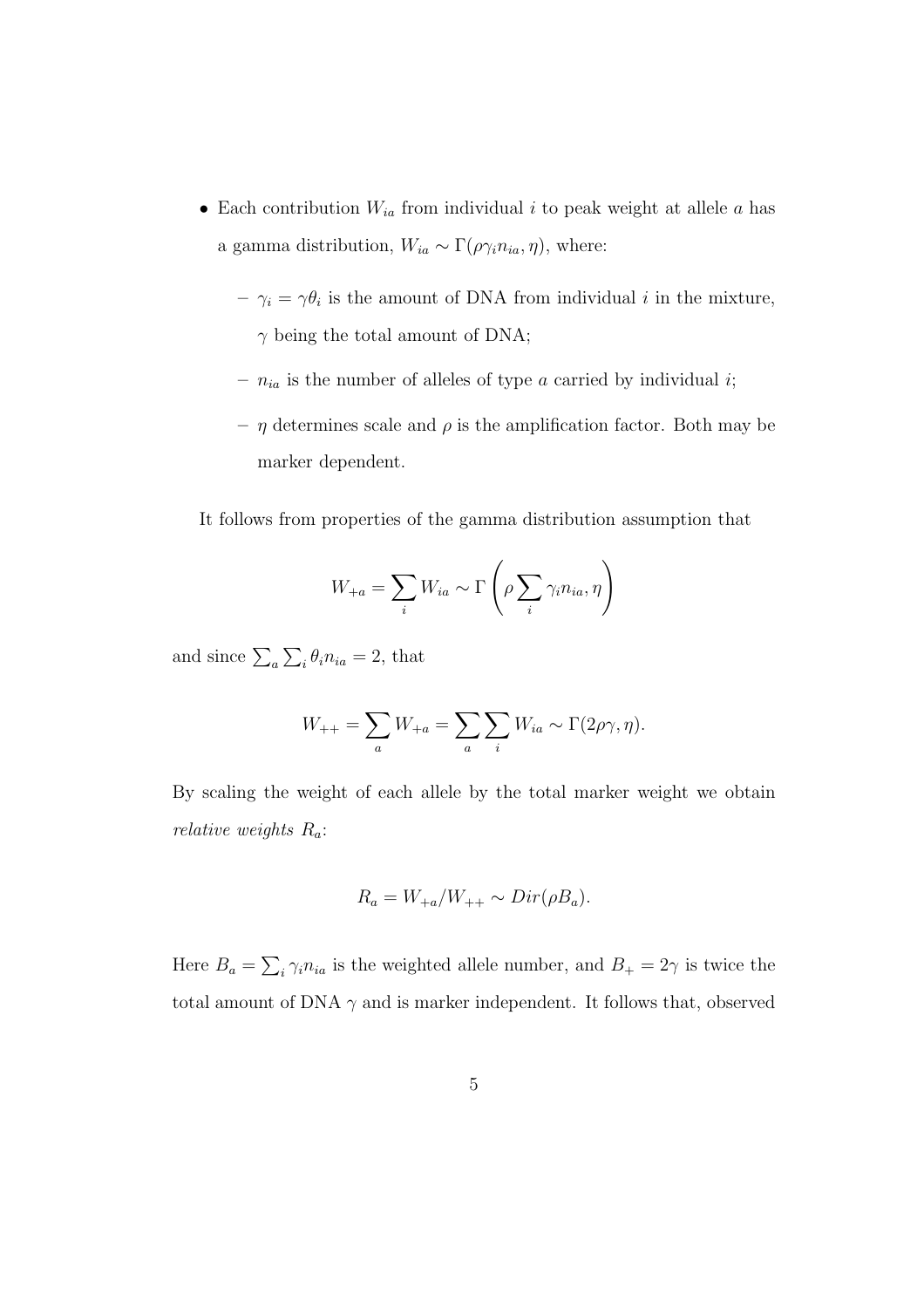- Each contribution $W_{ia}$ from individual $i$ to peak weight at allele $a$ has a gamma distribution, $W_{ia} \sim \Gamma(\rho\gamma_i n_{ia}, \eta)$, where:
  - $\gamma_i = \gamma\theta_i$ is the amount of DNA from individual $i$ in the mixture, $\gamma$ being the total amount of DNA;
  - $n_{ia}$ is the number of alleles of type $a$ carried by individual $i$;
  - $\eta$ determines scale and $\rho$ is the amplification factor. Both may be marker dependent.

It follows from properties of the gamma distribution assumption that

$$W_{+a} = \sum_i W_{ia} \sim \Gamma\left(\rho \sum_i \gamma_i n_{ia}, \eta\right)$$

and since $\sum_a \sum_i \theta_i n_{ia} = 2$, that

$$W_{++} = \sum_a W_{+a} = \sum_a \sum_i W_{ia} \sim \Gamma(2\rho\gamma, \eta).$$

By scaling the weight of each allele by the total marker weight we obtain *relative weights* $R_a$:

$$R_a = W_{+a}/W_{++} \sim Dir(\rho B_a).$$

Here $B_a = \sum_i \gamma_i n_{ia}$ is the weighted allele number, and $B_+ = 2\gamma$ is twice the total amount of DNA $\gamma$ and is marker independent. It follows that, observed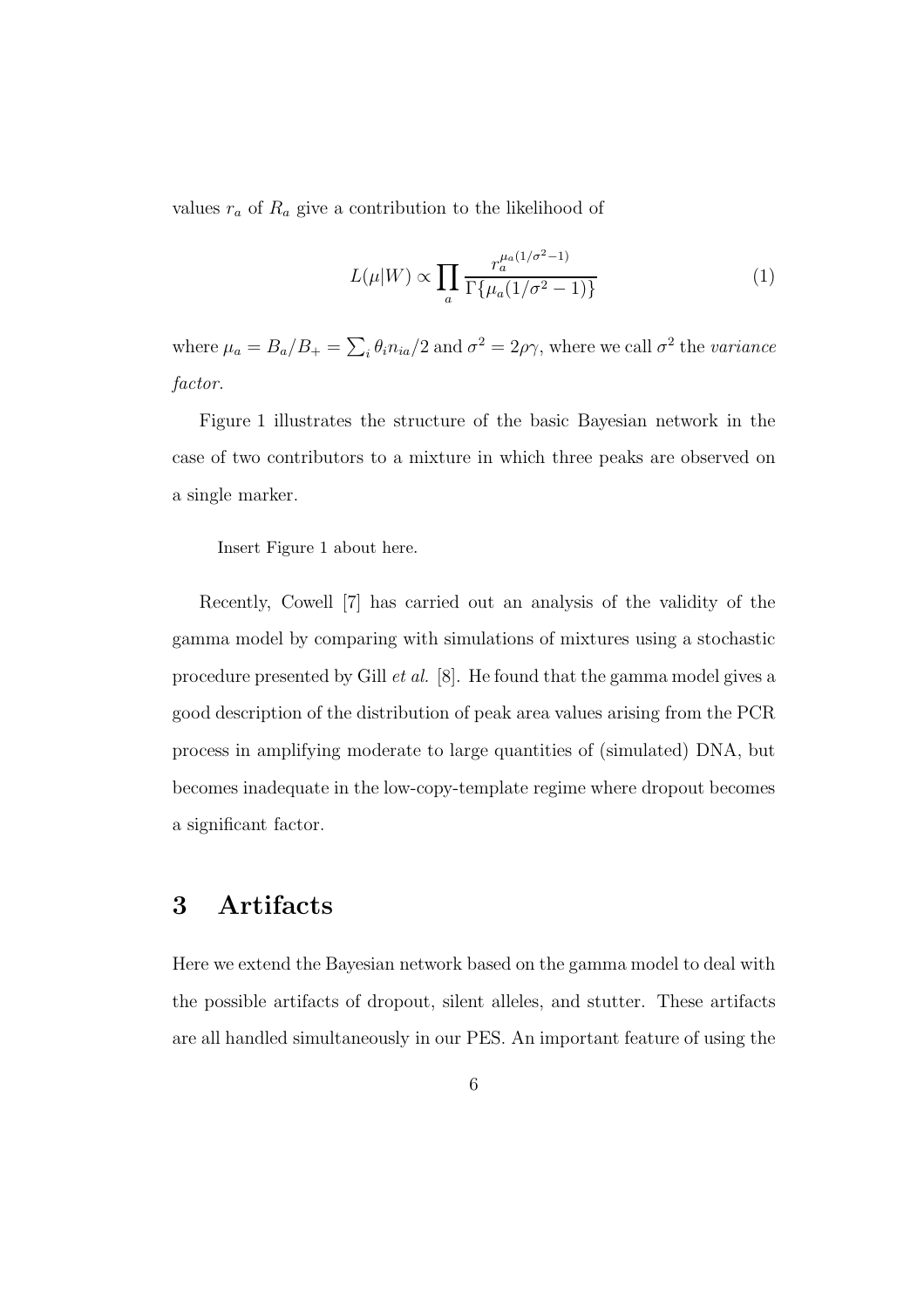values $r_a$ of $R_a$ give a contribution to the likelihood of

$$L(\mu|W) \propto \prod_a \frac{r_a^{\mu_a(1/\sigma^2-1)}}{\Gamma\{\mu_a(1/\sigma^2-1)\}} \tag{1}$$

where $\mu_a = B_a/B_+ = \sum_i \theta_i n_{ia}/2$ and $\sigma^2 = 2\rho\gamma$, where we call $\sigma^2$ the *variance factor*.

Figure 1 illustrates the structure of the basic Bayesian network in the case of two contributors to a mixture in which three peaks are observed on a single marker.

Insert Figure 1 about here.

Recently, Cowell [7] has carried out an analysis of the validity of the gamma model by comparing with simulations of mixtures using a stochastic procedure presented by Gill *et al.* [8]. He found that the gamma model gives a good description of the distribution of peak area values arising from the PCR process in amplifying moderate to large quantities of (simulated) DNA, but becomes inadequate in the low-copy-template regime where dropout becomes a significant factor.

## 3 Artifacts

Here we extend the Bayesian network based on the gamma model to deal with the possible artifacts of dropout, silent alleles, and stutter. These artifacts are all handled simultaneously in our PES. An important feature of using the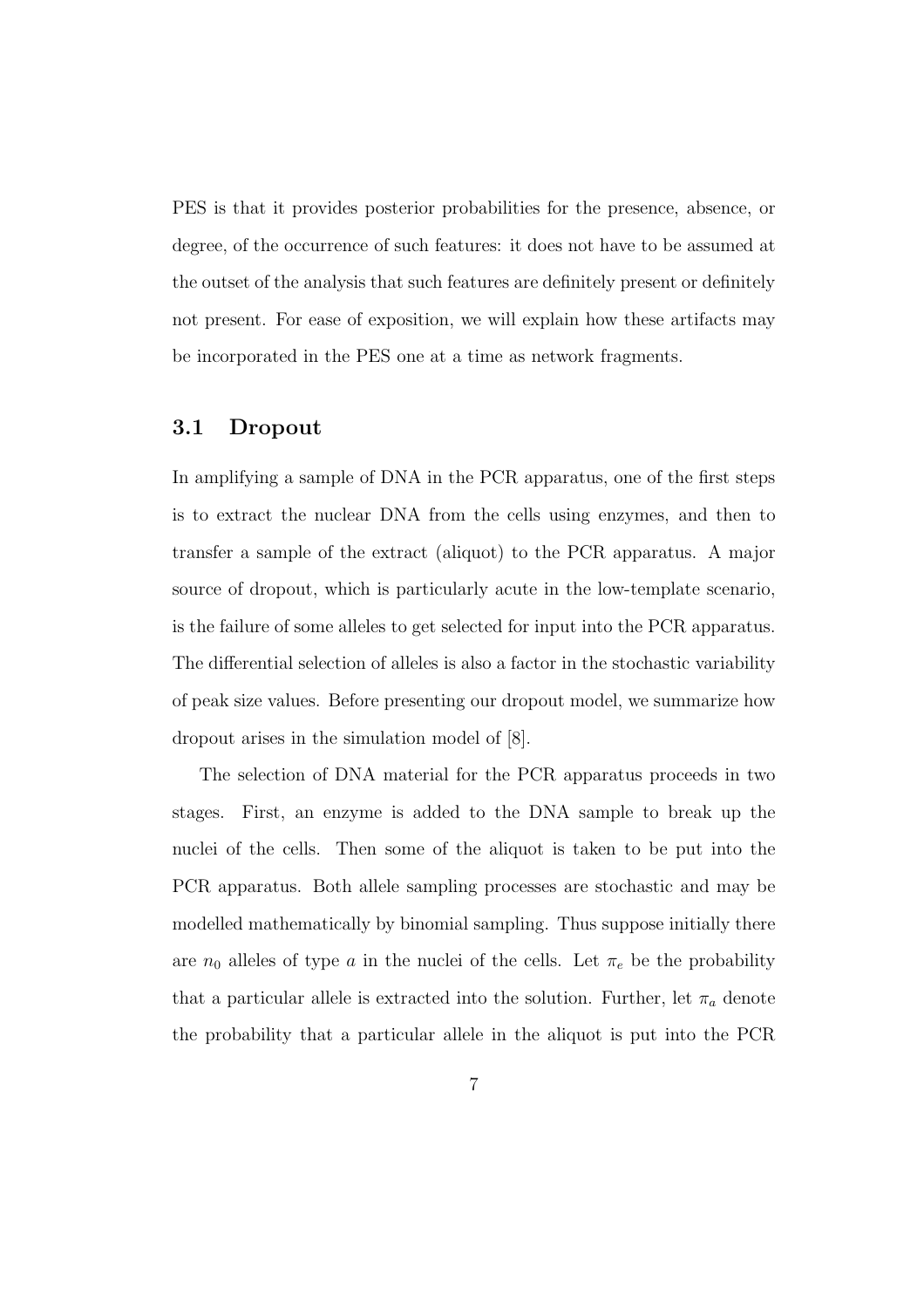PES is that it provides posterior probabilities for the presence, absence, or degree, of the occurrence of such features: it does not have to be assumed at the outset of the analysis that such features are definitely present or definitely not present. For ease of exposition, we will explain how these artifacts may be incorporated in the PES one at a time as network fragments.

### 3.1 Dropout

In amplifying a sample of DNA in the PCR apparatus, one of the first steps is to extract the nuclear DNA from the cells using enzymes, and then to transfer a sample of the extract (aliquot) to the PCR apparatus. A major source of dropout, which is particularly acute in the low-template scenario, is the failure of some alleles to get selected for input into the PCR apparatus. The differential selection of alleles is also a factor in the stochastic variability of peak size values. Before presenting our dropout model, we summarize how dropout arises in the simulation model of [8].

The selection of DNA material for the PCR apparatus proceeds in two stages. First, an enzyme is added to the DNA sample to break up the nuclei of the cells. Then some of the aliquot is taken to be put into the PCR apparatus. Both allele sampling processes are stochastic and may be modelled mathematically by binomial sampling. Thus suppose initially there are $n_0$ alleles of type $a$ in the nuclei of the cells. Let $\pi_e$ be the probability that a particular allele is extracted into the solution. Further, let $\pi_a$ denote the probability that a particular allele in the aliquot is put into the PCR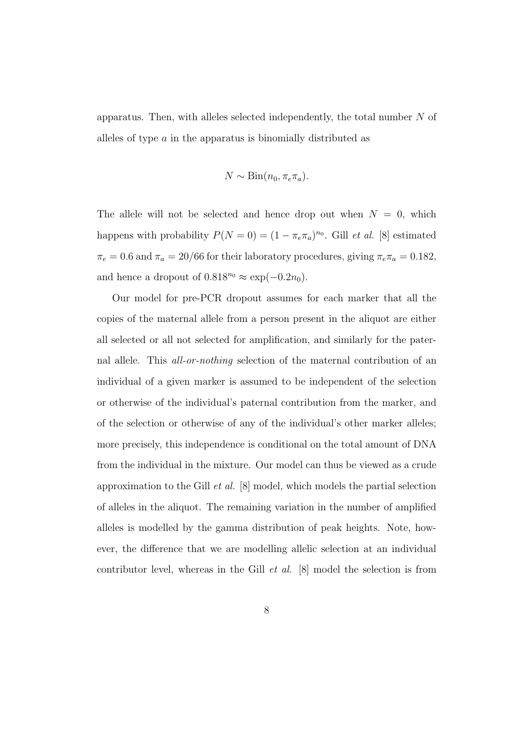apparatus. Then, with alleles selected independently, the total number $N$ of alleles of type $a$ in the apparatus is binomially distributed as

$$N \sim \text{Bin}(n_0, \pi_e \pi_a).$$

The allele will not be selected and hence drop out when $N = 0$, which happens with probability $P(N = 0) = (1 - \pi_e \pi_a)^{n_0}$. Gill *et al.* [8] estimated $\pi_e = 0.6$ and $\pi_a = 20/66$ for their laboratory procedures, giving $\pi_e \pi_a = 0.182$, and hence a dropout of $0.818^{n_0} \approx \exp(-0.2 n_0)$.

Our model for pre-PCR dropout assumes for each marker that all the copies of the maternal allele from a person present in the aliquot are either all selected or all not selected for amplification, and similarly for the paternal allele. This *all-or-nothing* selection of the maternal contribution of an individual of a given marker is assumed to be independent of the selection or otherwise of the individual's paternal contribution from the marker, and of the selection or otherwise of any of the individual's other marker alleles; more precisely, this independence is conditional on the total amount of DNA from the individual in the mixture. Our model can thus be viewed as a crude approximation to the Gill *et al.* [8] model, which models the partial selection of alleles in the aliquot. The remaining variation in the number of amplified alleles is modelled by the gamma distribution of peak heights. Note, however, the difference that we are modelling allelic selection at an individual contributor level, whereas in the Gill *et al.* [8] model the selection is from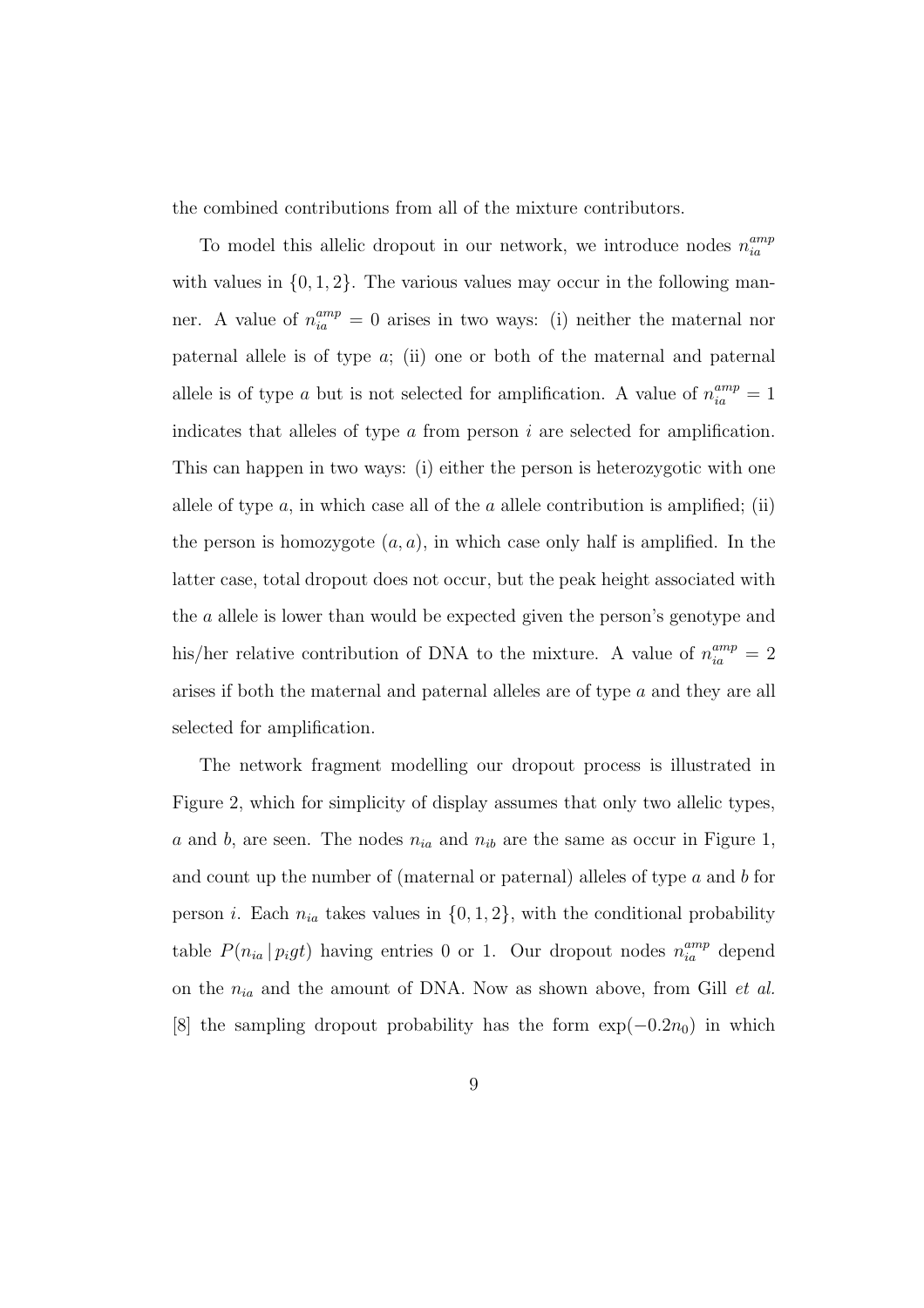the combined contributions from all of the mixture contributors.

To model this allelic dropout in our network, we introduce nodes $n_{ia}^{amp}$ with values in $\{0, 1, 2\}$. The various values may occur in the following manner. A value of $n_{ia}^{amp} = 0$ arises in two ways: (i) neither the maternal nor paternal allele is of type $a$; (ii) one or both of the maternal and paternal allele is of type $a$ but is not selected for amplification. A value of $n_{ia}^{amp} = 1$ indicates that alleles of type $a$ from person $i$ are selected for amplification. This can happen in two ways: (i) either the person is heterozygotic with one allele of type $a$, in which case all of the $a$ allele contribution is amplified; (ii) the person is homozygote $(a, a)$, in which case only half is amplified. In the latter case, total dropout does not occur, but the peak height associated with the $a$ allele is lower than would be expected given the person's genotype and his/her relative contribution of DNA to the mixture. A value of $n_{ia}^{amp} = 2$ arises if both the maternal and paternal alleles are of type $a$ and they are all selected for amplification.

The network fragment modelling our dropout process is illustrated in Figure 2, which for simplicity of display assumes that only two allelic types, $a$ and $b$, are seen. The nodes $n_{ia}$ and $n_{ib}$ are the same as occur in Figure 1, and count up the number of (maternal or paternal) alleles of type $a$ and $b$ for person $i$. Each $n_{ia}$ takes values in $\{0, 1, 2\}$, with the conditional probability table $P(n_{ia} \,|\, p_i gt)$ having entries 0 or 1. Our dropout nodes $n_{ia}^{amp}$ depend on the $n_{ia}$ and the amount of DNA. Now as shown above, from Gill *et al.* [8] the sampling dropout probability has the form $\exp(-0.2n_0)$ in which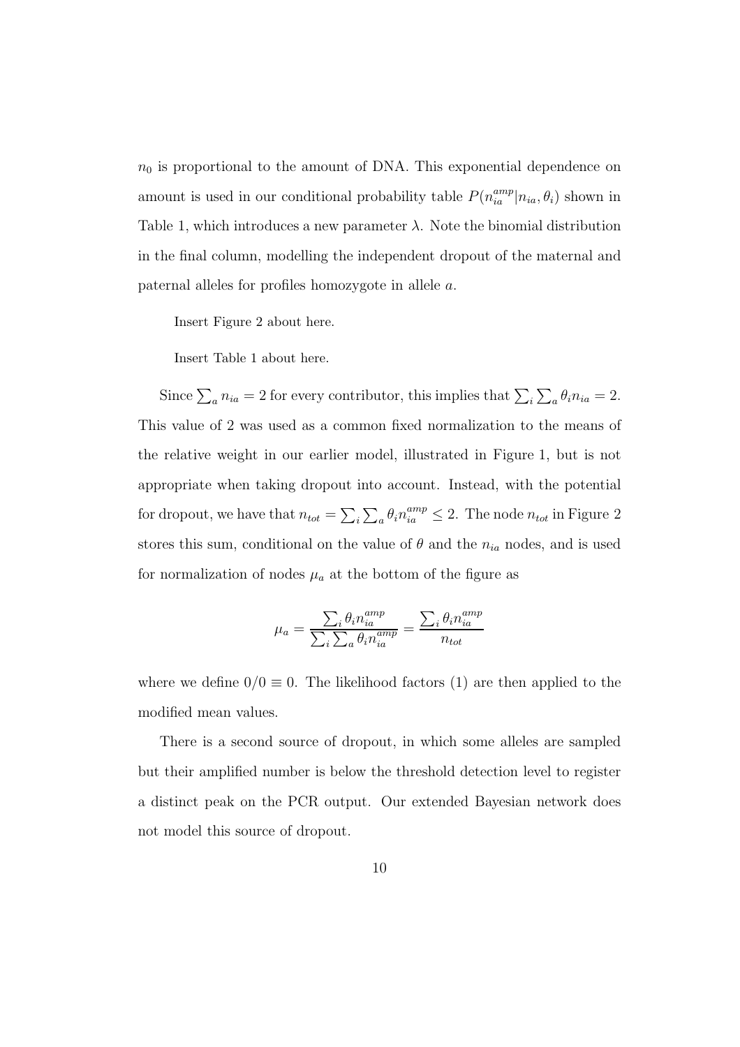$n_0$ is proportional to the amount of DNA. This exponential dependence on amount is used in our conditional probability table $P(n_{ia}^{amp}|n_{ia}, \theta_i)$ shown in Table 1, which introduces a new parameter $\lambda$. Note the binomial distribution in the final column, modelling the independent dropout of the maternal and paternal alleles for profiles homozygote in allele $a$.

Insert Figure 2 about here.

Insert Table 1 about here.

Since $\sum_a n_{ia} = 2$ for every contributor, this implies that $\sum_i \sum_a \theta_i n_{ia} = 2$. This value of 2 was used as a common fixed normalization to the means of the relative weight in our earlier model, illustrated in Figure 1, but is not appropriate when taking dropout into account. Instead, with the potential for dropout, we have that $n_{tot} = \sum_i \sum_a \theta_i n_{ia}^{amp} \leq 2$. The node $n_{tot}$ in Figure 2 stores this sum, conditional on the value of $\theta$ and the $n_{ia}$ nodes, and is used for normalization of nodes $\mu_a$ at the bottom of the figure as

$$\mu_a = \frac{\sum_i \theta_i n_{ia}^{amp}}{\sum_i \sum_a \theta_i n_{ia}^{amp}} = \frac{\sum_i \theta_i n_{ia}^{amp}}{n_{tot}}$$

where we define $0/0 \equiv 0$. The likelihood factors (1) are then applied to the modified mean values.

There is a second source of dropout, in which some alleles are sampled but their amplified number is below the threshold detection level to register a distinct peak on the PCR output. Our extended Bayesian network does not model this source of dropout.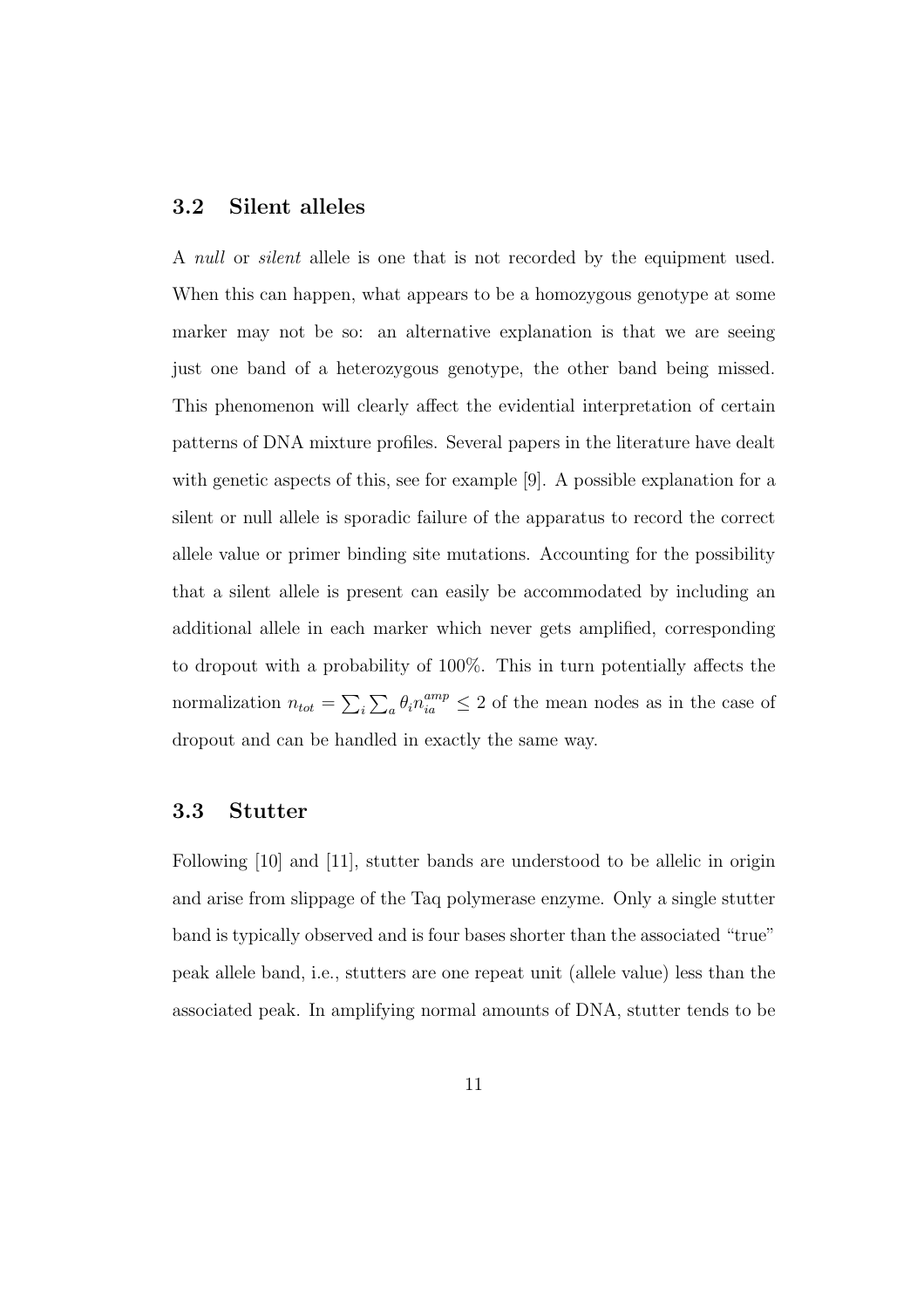### 3.2 Silent alleles

A *null* or *silent* allele is one that is not recorded by the equipment used. When this can happen, what appears to be a homozygous genotype at some marker may not be so: an alternative explanation is that we are seeing just one band of a heterozygous genotype, the other band being missed. This phenomenon will clearly affect the evidential interpretation of certain patterns of DNA mixture profiles. Several papers in the literature have dealt with genetic aspects of this, see for example [9]. A possible explanation for a silent or null allele is sporadic failure of the apparatus to record the correct allele value or primer binding site mutations. Accounting for the possibility that a silent allele is present can easily be accommodated by including an additional allele in each marker which never gets amplified, corresponding to dropout with a probability of 100%. This in turn potentially affects the normalization $n_{tot} = \sum_i \sum_a \theta_i n_{ia}^{amp} \leq 2$ of the mean nodes as in the case of dropout and can be handled in exactly the same way.

### 3.3 Stutter

Following [10] and [11], stutter bands are understood to be allelic in origin and arise from slippage of the Taq polymerase enzyme. Only a single stutter band is typically observed and is four bases shorter than the associated "true" peak allele band, i.e., stutters are one repeat unit (allele value) less than the associated peak. In amplifying normal amounts of DNA, stutter tends to be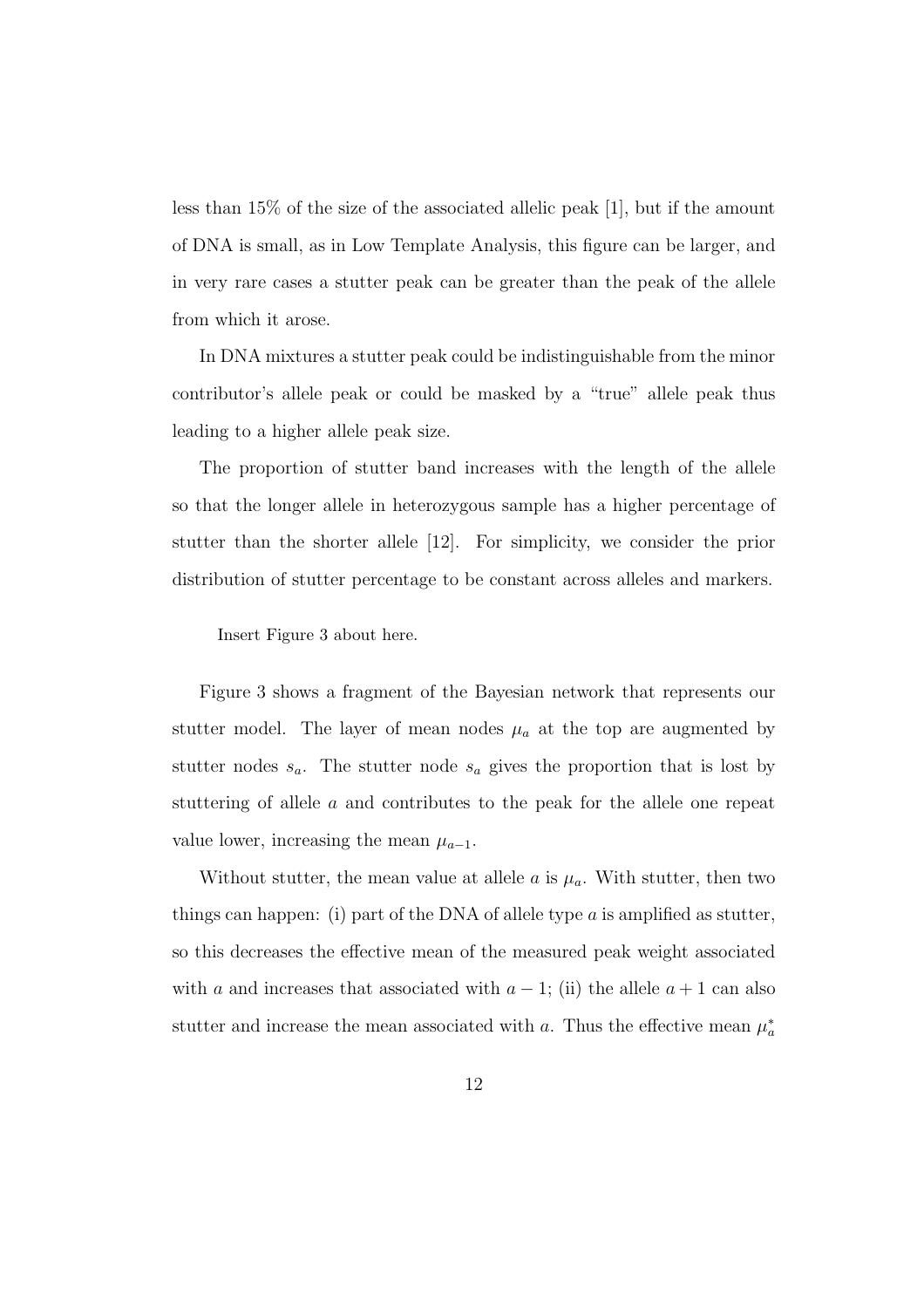less than 15% of the size of the associated allelic peak [1], but if the amount of DNA is small, as in Low Template Analysis, this figure can be larger, and in very rare cases a stutter peak can be greater than the peak of the allele from which it arose.

In DNA mixtures a stutter peak could be indistinguishable from the minor contributor's allele peak or could be masked by a "true" allele peak thus leading to a higher allele peak size.

The proportion of stutter band increases with the length of the allele so that the longer allele in heterozygous sample has a higher percentage of stutter than the shorter allele [12]. For simplicity, we consider the prior distribution of stutter percentage to be constant across alleles and markers.

Insert Figure 3 about here.

Figure 3 shows a fragment of the Bayesian network that represents our stutter model. The layer of mean nodes $\mu_a$ at the top are augmented by stutter nodes $s_a$. The stutter node $s_a$ gives the proportion that is lost by stuttering of allele $a$ and contributes to the peak for the allele one repeat value lower, increasing the mean $\mu_{a-1}$.

Without stutter, the mean value at allele $a$ is $\mu_a$. With stutter, then two things can happen: (i) part of the DNA of allele type $a$ is amplified as stutter, so this decreases the effective mean of the measured peak weight associated with $a$ and increases that associated with $a - 1$; (ii) the allele $a + 1$ can also stutter and increase the mean associated with $a$. Thus the effective mean $\mu_a^*$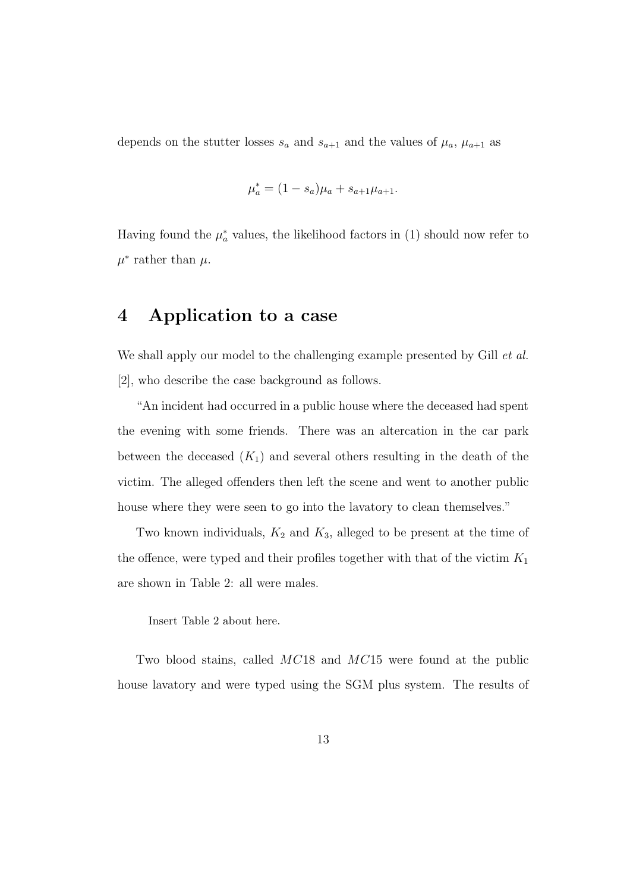depends on the stutter losses $s_a$ and $s_{a+1}$ and the values of $\mu_a$, $\mu_{a+1}$ as

$$\mu_a^* = (1 - s_a)\mu_a + s_{a+1}\mu_{a+1}.$$

Having found the $\mu_a^*$ values, the likelihood factors in (1) should now refer to $\mu^*$ rather than $\mu$.

# 4 Application to a case

We shall apply our model to the challenging example presented by Gill *et al.* [2], who describe the case background as follows.

"An incident had occurred in a public house where the deceased had spent the evening with some friends. There was an altercation in the car park between the deceased ($K_1$) and several others resulting in the death of the victim. The alleged offenders then left the scene and went to another public house where they were seen to go into the lavatory to clean themselves."

Two known individuals, $K_2$ and $K_3$, alleged to be present at the time of the offence, were typed and their profiles together with that of the victim $K_1$ are shown in Table 2: all were males.

Insert Table 2 about here.

Two blood stains, called $MC18$ and $MC15$ were found at the public house lavatory and were typed using the SGM plus system. The results of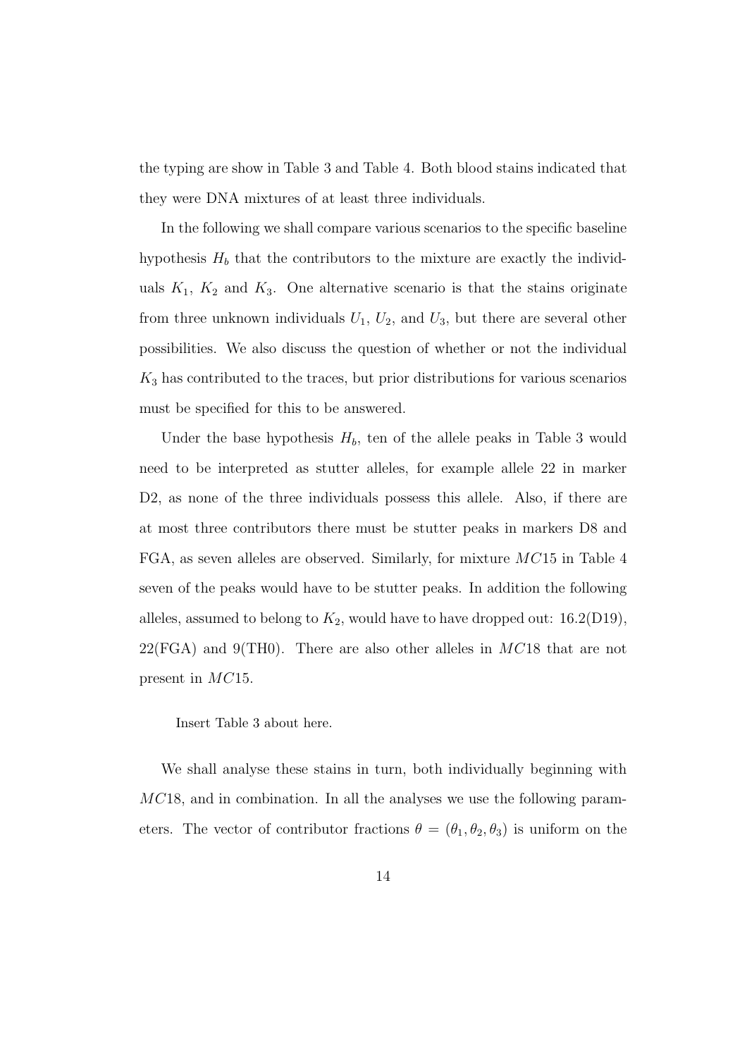the typing are show in Table 3 and Table 4. Both blood stains indicated that they were DNA mixtures of at least three individuals.

In the following we shall compare various scenarios to the specific baseline hypothesis $H_b$ that the contributors to the mixture are exactly the individuals $K_1$, $K_2$ and $K_3$. One alternative scenario is that the stains originate from three unknown individuals $U_1$, $U_2$, and $U_3$, but there are several other possibilities. We also discuss the question of whether or not the individual $K_3$ has contributed to the traces, but prior distributions for various scenarios must be specified for this to be answered.

Under the base hypothesis $H_b$, ten of the allele peaks in Table 3 would need to be interpreted as stutter alleles, for example allele 22 in marker D2, as none of the three individuals possess this allele. Also, if there are at most three contributors there must be stutter peaks in markers D8 and FGA, as seven alleles are observed. Similarly, for mixture $MC15$ in Table 4 seven of the peaks would have to be stutter peaks. In addition the following alleles, assumed to belong to $K_2$, would have to have dropped out: 16.2(D19), 22(FGA) and 9(TH0). There are also other alleles in $MC18$ that are not present in $MC15$.

Insert Table 3 about here.

We shall analyse these stains in turn, both individually beginning with $MC18$, and in combination. In all the analyses we use the following parameters. The vector of contributor fractions $\theta = (\theta_1, \theta_2, \theta_3)$ is uniform on the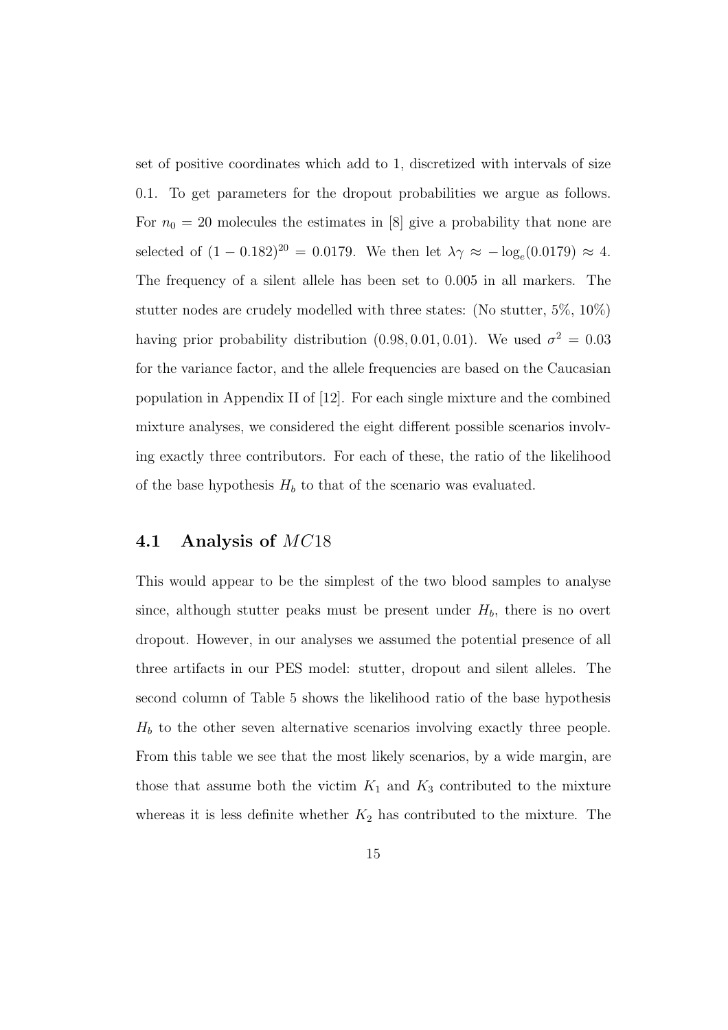set of positive coordinates which add to 1, discretized with intervals of size 0.1. To get parameters for the dropout probabilities we argue as follows. For $n_0 = 20$ molecules the estimates in [8] give a probability that none are selected of $(1 - 0.182)^{20} = 0.0179$. We then let $\lambda\gamma \approx -\log_e(0.0179) \approx 4$. The frequency of a silent allele has been set to 0.005 in all markers. The stutter nodes are crudely modelled with three states: (No stutter, 5%, 10%) having prior probability distribution $(0.98, 0.01, 0.01)$. We used $\sigma^2 = 0.03$ for the variance factor, and the allele frequencies are based on the Caucasian population in Appendix II of [12]. For each single mixture and the combined mixture analyses, we considered the eight different possible scenarios involving exactly three contributors. For each of these, the ratio of the likelihood of the base hypothesis $H_b$ to that of the scenario was evaluated.

## 4.1 Analysis of $MC18$

This would appear to be the simplest of the two blood samples to analyse since, although stutter peaks must be present under $H_b$, there is no overt dropout. However, in our analyses we assumed the potential presence of all three artifacts in our PES model: stutter, dropout and silent alleles. The second column of Table 5 shows the likelihood ratio of the base hypothesis $H_b$ to the other seven alternative scenarios involving exactly three people. From this table we see that the most likely scenarios, by a wide margin, are those that assume both the victim $K_1$ and $K_3$ contributed to the mixture whereas it is less definite whether $K_2$ has contributed to the mixture. The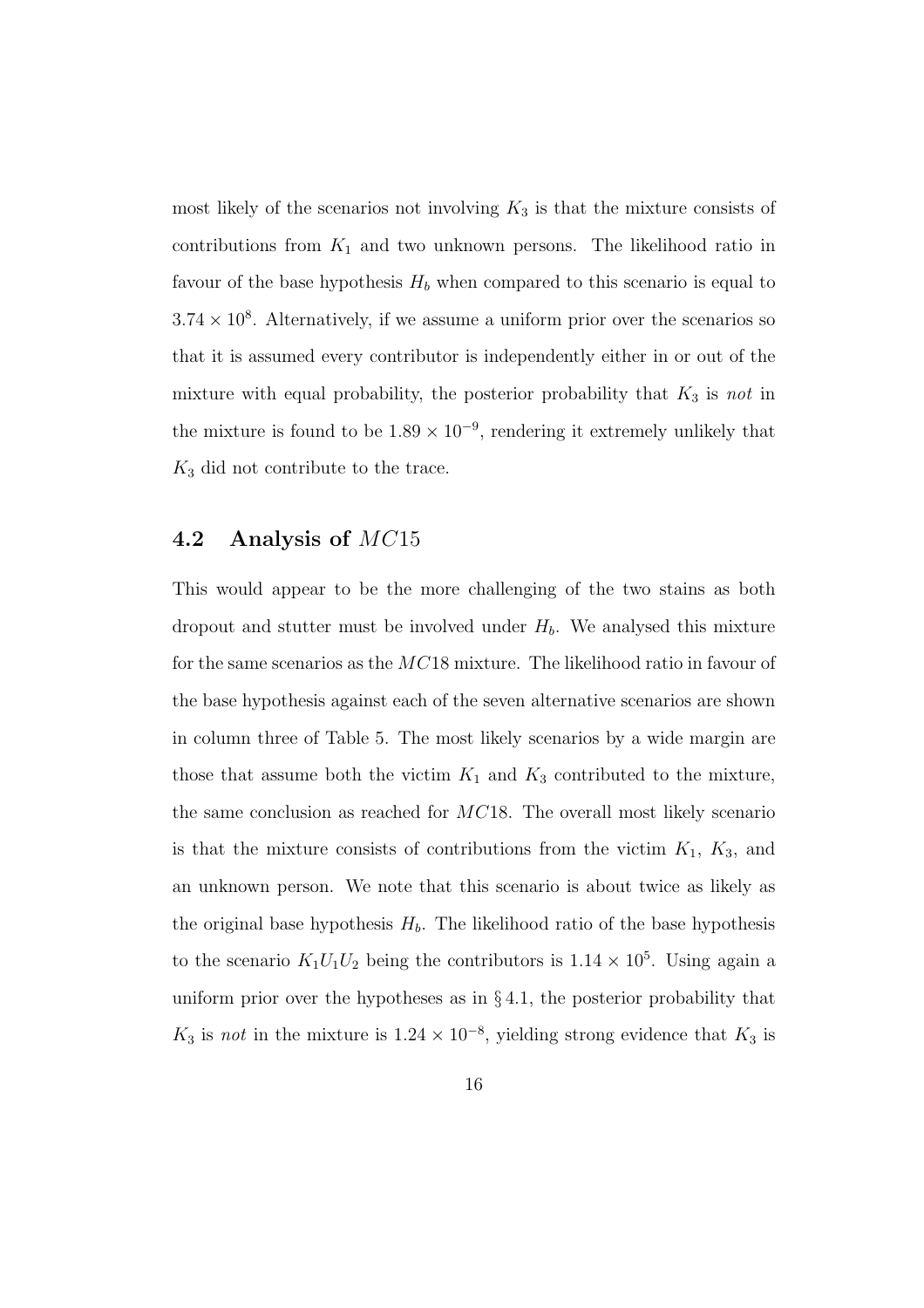most likely of the scenarios not involving $K_3$ is that the mixture consists of contributions from $K_1$ and two unknown persons. The likelihood ratio in favour of the base hypothesis $H_b$ when compared to this scenario is equal to $3.74 \times 10^8$. Alternatively, if we assume a uniform prior over the scenarios so that it is assumed every contributor is independently either in or out of the mixture with equal probability, the posterior probability that $K_3$ is *not* in the mixture is found to be $1.89 \times 10^{-9}$, rendering it extremely unlikely that $K_3$ did not contribute to the trace.

## 4.2 Analysis of $MC15$

This would appear to be the more challenging of the two stains as both dropout and stutter must be involved under $H_b$. We analysed this mixture for the same scenarios as the $MC18$ mixture. The likelihood ratio in favour of the base hypothesis against each of the seven alternative scenarios are shown in column three of Table 5. The most likely scenarios by a wide margin are those that assume both the victim $K_1$ and $K_3$ contributed to the mixture, the same conclusion as reached for $MC18$. The overall most likely scenario is that the mixture consists of contributions from the victim $K_1$, $K_3$, and an unknown person. We note that this scenario is about twice as likely as the original base hypothesis $H_b$. The likelihood ratio of the base hypothesis to the scenario $K_1U_1U_2$ being the contributors is $1.14 \times 10^5$. Using again a uniform prior over the hypotheses as in § 4.1, the posterior probability that $K_3$ is *not* in the mixture is $1.24 \times 10^{-8}$, yielding strong evidence that $K_3$ is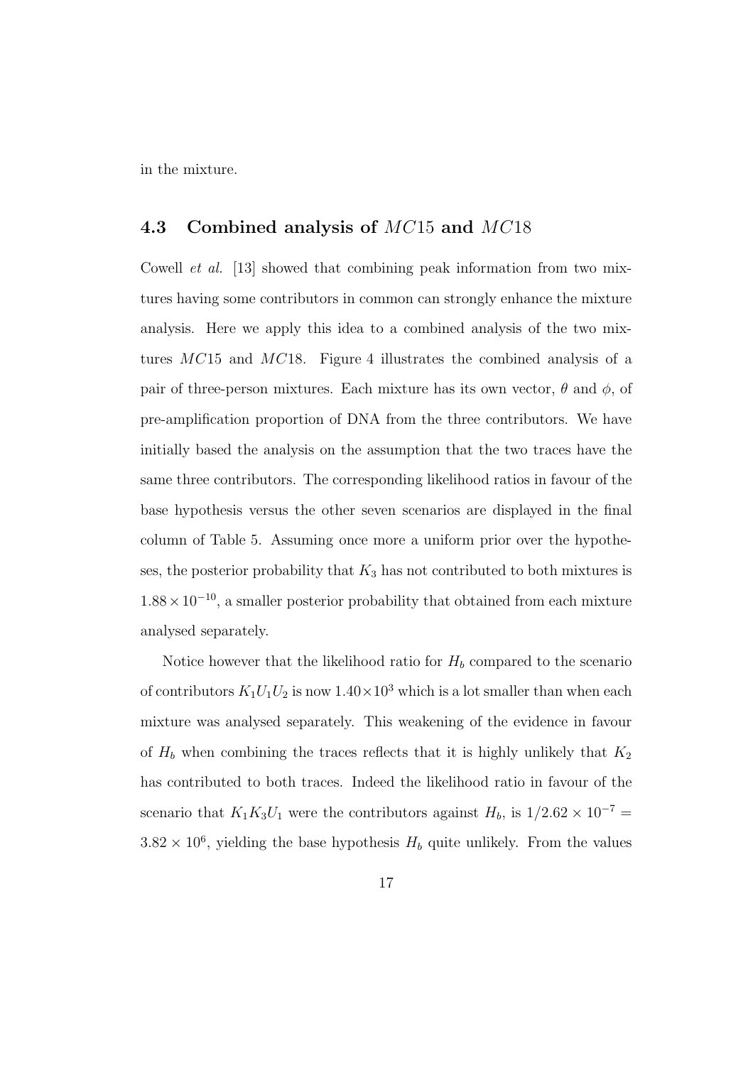in the mixture.

### 4.3 Combined analysis of $MC15$ and $MC18$

Cowell *et al.* [13] showed that combining peak information from two mixtures having some contributors in common can strongly enhance the mixture analysis. Here we apply this idea to a combined analysis of the two mixtures $MC15$ and $MC18$. Figure 4 illustrates the combined analysis of a pair of three-person mixtures. Each mixture has its own vector, $\theta$ and $\phi$, of pre-amplification proportion of DNA from the three contributors. We have initially based the analysis on the assumption that the two traces have the same three contributors. The corresponding likelihood ratios in favour of the base hypothesis versus the other seven scenarios are displayed in the final column of Table 5. Assuming once more a uniform prior over the hypotheses, the posterior probability that $K_3$ has not contributed to both mixtures is $1.88 \times 10^{-10}$, a smaller posterior probability that obtained from each mixture analysed separately.

Notice however that the likelihood ratio for $H_b$ compared to the scenario of contributors $K_1U_1U_2$ is now $1.40 \times 10^3$ which is a lot smaller than when each mixture was analysed separately. This weakening of the evidence in favour of $H_b$ when combining the traces reflects that it is highly unlikely that $K_2$ has contributed to both traces. Indeed the likelihood ratio in favour of the scenario that $K_1K_3U_1$ were the contributors against $H_b$, is $1/2.62 \times 10^{-7} = 3.82 \times 10^6$, yielding the base hypothesis $H_b$ quite unlikely. From the values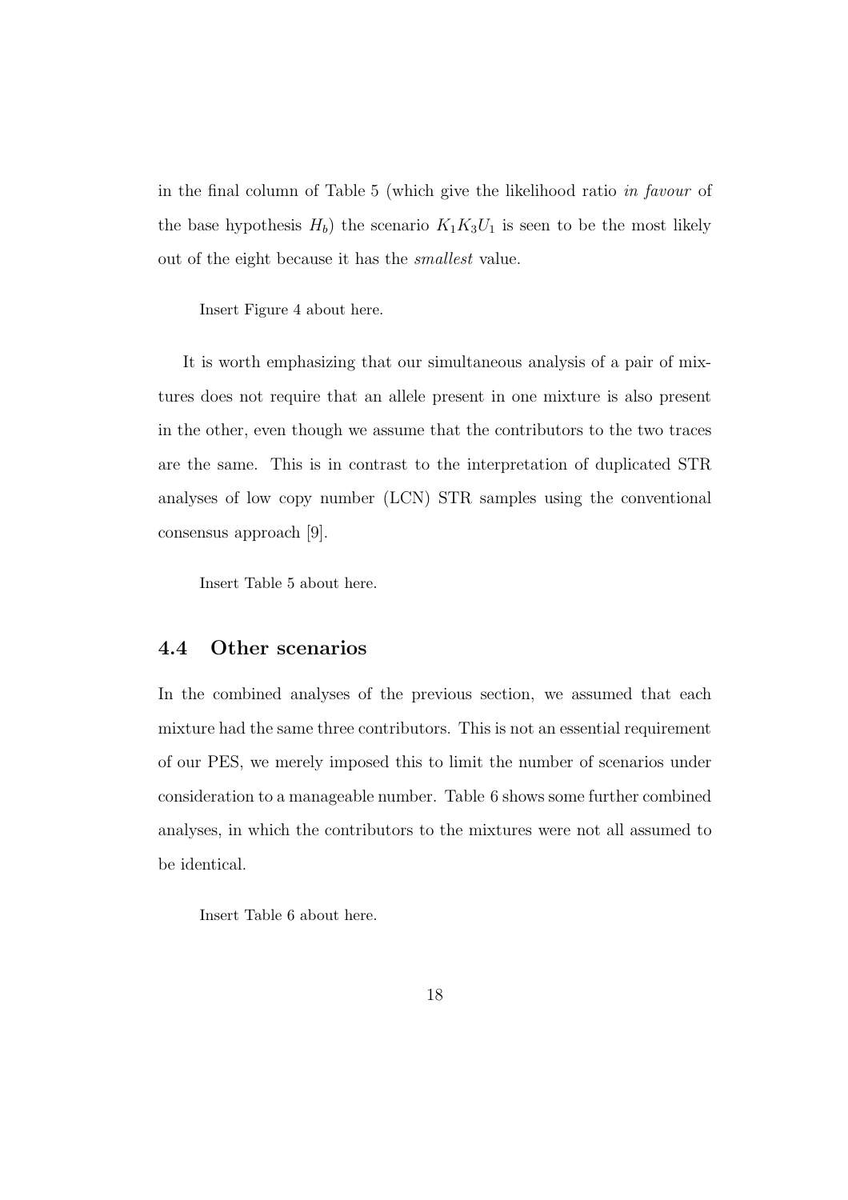in the final column of Table 5 (which give the likelihood ratio *in favour* of the base hypothesis $H_b$) the scenario $K_1K_3U_1$ is seen to be the most likely out of the eight because it has the *smallest* value.

Insert Figure 4 about here.

It is worth emphasizing that our simultaneous analysis of a pair of mixtures does not require that an allele present in one mixture is also present in the other, even though we assume that the contributors to the two traces are the same. This is in contrast to the interpretation of duplicated STR analyses of low copy number (LCN) STR samples using the conventional consensus approach [9].

Insert Table 5 about here.

## 4.4 Other scenarios

In the combined analyses of the previous section, we assumed that each mixture had the same three contributors. This is not an essential requirement of our PES, we merely imposed this to limit the number of scenarios under consideration to a manageable number. Table 6 shows some further combined analyses, in which the contributors to the mixtures were not all assumed to be identical.

Insert Table 6 about here.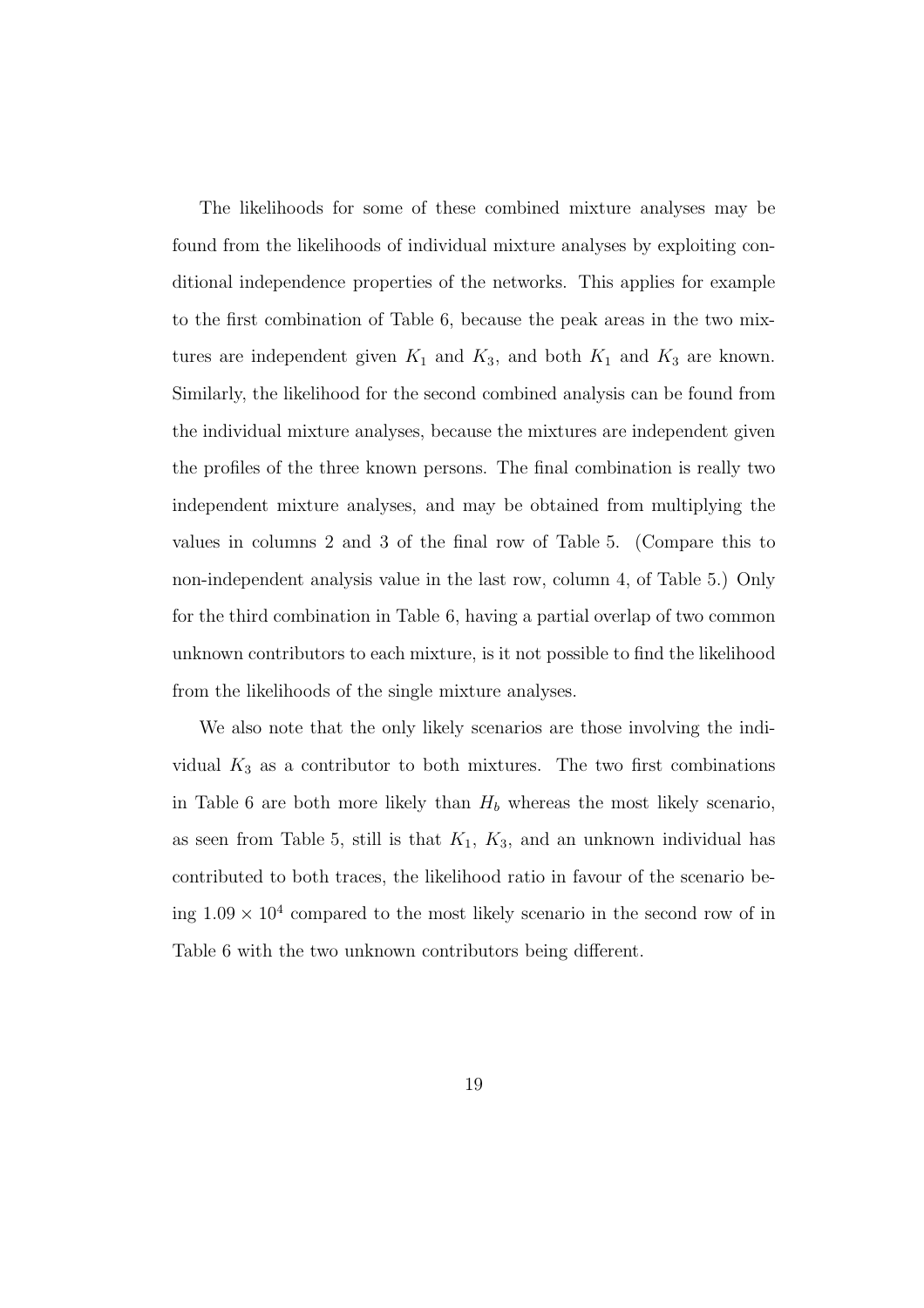The likelihoods for some of these combined mixture analyses may be found from the likelihoods of individual mixture analyses by exploiting conditional independence properties of the networks. This applies for example to the first combination of Table 6, because the peak areas in the two mixtures are independent given $K_1$ and $K_3$, and both $K_1$ and $K_3$ are known. Similarly, the likelihood for the second combined analysis can be found from the individual mixture analyses, because the mixtures are independent given the profiles of the three known persons. The final combination is really two independent mixture analyses, and may be obtained from multiplying the values in columns 2 and 3 of the final row of Table 5. (Compare this to non-independent analysis value in the last row, column 4, of Table 5.) Only for the third combination in Table 6, having a partial overlap of two common unknown contributors to each mixture, is it not possible to find the likelihood from the likelihoods of the single mixture analyses.

We also note that the only likely scenarios are those involving the individual $K_3$ as a contributor to both mixtures. The two first combinations in Table 6 are both more likely than $H_b$ whereas the most likely scenario, as seen from Table 5, still is that $K_1$, $K_3$, and an unknown individual has contributed to both traces, the likelihood ratio in favour of the scenario being $1.09 \times 10^4$ compared to the most likely scenario in the second row of in Table 6 with the two unknown contributors being different.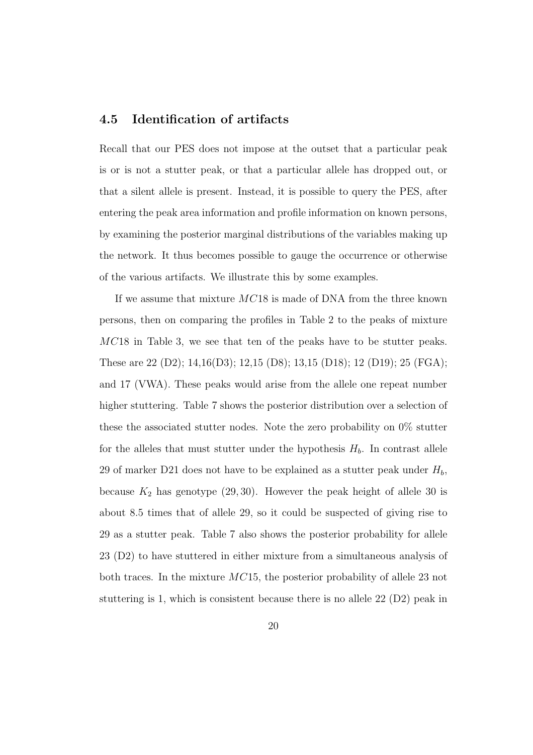### 4.5 Identification of artifacts

Recall that our PES does not impose at the outset that a particular peak is or is not a stutter peak, or that a particular allele has dropped out, or that a silent allele is present. Instead, it is possible to query the PES, after entering the peak area information and profile information on known persons, by examining the posterior marginal distributions of the variables making up the network. It thus becomes possible to gauge the occurrence or otherwise of the various artifacts. We illustrate this by some examples.

If we assume that mixture $MC18$ is made of DNA from the three known persons, then on comparing the profiles in Table 2 to the peaks of mixture $MC18$ in Table 3, we see that ten of the peaks have to be stutter peaks. These are 22 (D2); 14,16(D3); 12,15 (D8); 13,15 (D18); 12 (D19); 25 (FGA); and 17 (VWA). These peaks would arise from the allele one repeat number higher stuttering. Table 7 shows the posterior distribution over a selection of these the associated stutter nodes. Note the zero probability on 0% stutter for the alleles that must stutter under the hypothesis $H_b$. In contrast allele 29 of marker D21 does not have to be explained as a stutter peak under $H_b$, because $K_2$ has genotype $(29, 30)$. However the peak height of allele 30 is about 8.5 times that of allele 29, so it could be suspected of giving rise to 29 as a stutter peak. Table 7 also shows the posterior probability for allele 23 (D2) to have stuttered in either mixture from a simultaneous analysis of both traces. In the mixture $MC15$, the posterior probability of allele 23 not stuttering is 1, which is consistent because there is no allele 22 (D2) peak in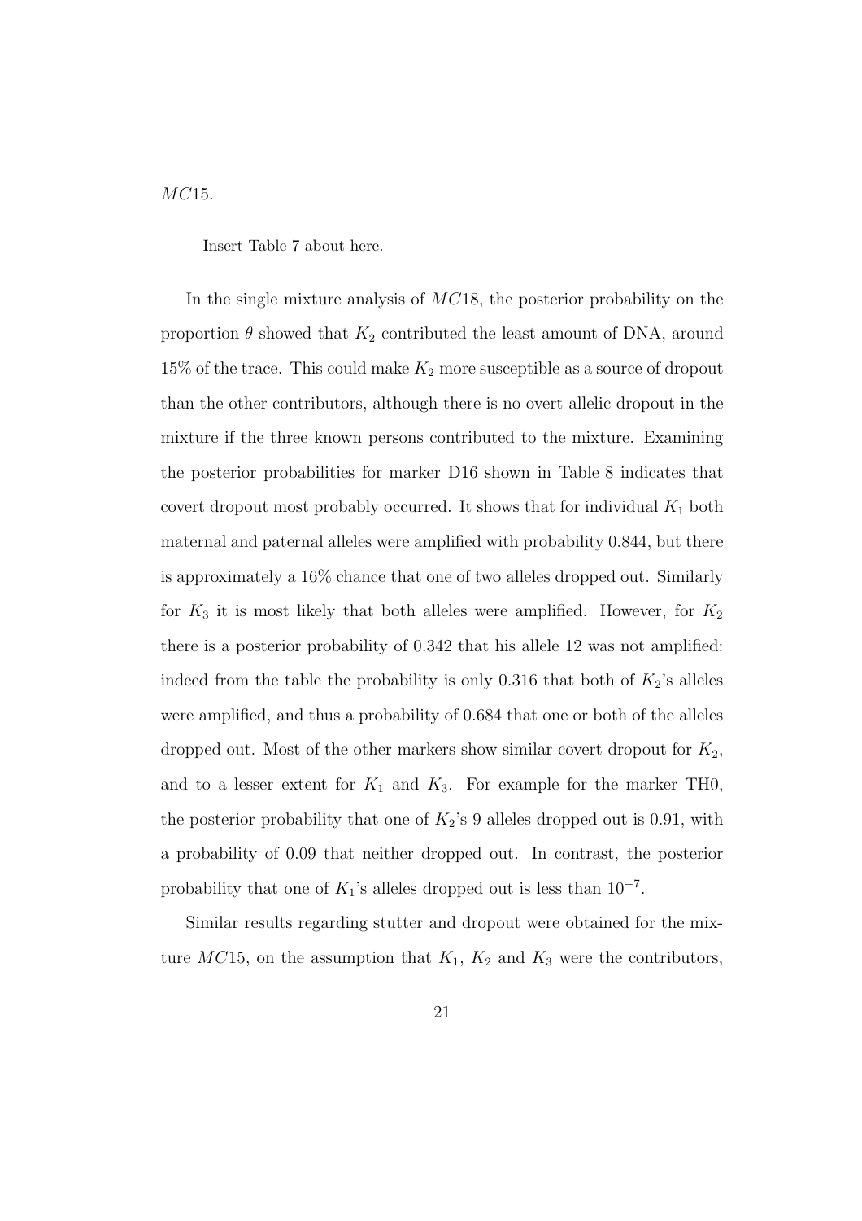$MC15$.

Insert Table 7 about here.

In the single mixture analysis of $MC18$, the posterior probability on the proportion $\theta$ showed that $K_2$ contributed the least amount of DNA, around 15% of the trace. This could make $K_2$ more susceptible as a source of dropout than the other contributors, although there is no overt allelic dropout in the mixture if the three known persons contributed to the mixture. Examining the posterior probabilities for marker D16 shown in Table 8 indicates that covert dropout most probably occurred. It shows that for individual $K_1$ both maternal and paternal alleles were amplified with probability 0.844, but there is approximately a 16% chance that one of two alleles dropped out. Similarly for $K_3$ it is most likely that both alleles were amplified. However, for $K_2$ there is a posterior probability of 0.342 that his allele 12 was not amplified: indeed from the table the probability is only 0.316 that both of $K_2$'s alleles were amplified, and thus a probability of 0.684 that one or both of the alleles dropped out. Most of the other markers show similar covert dropout for $K_2$, and to a lesser extent for $K_1$ and $K_3$. For example for the marker TH0, the posterior probability that one of $K_2$'s 9 alleles dropped out is 0.91, with a probability of 0.09 that neither dropped out. In contrast, the posterior probability that one of $K_1$'s alleles dropped out is less than $10^{-7}$.

Similar results regarding stutter and dropout were obtained for the mixture $MC15$, on the assumption that $K_1$, $K_2$ and $K_3$ were the contributors,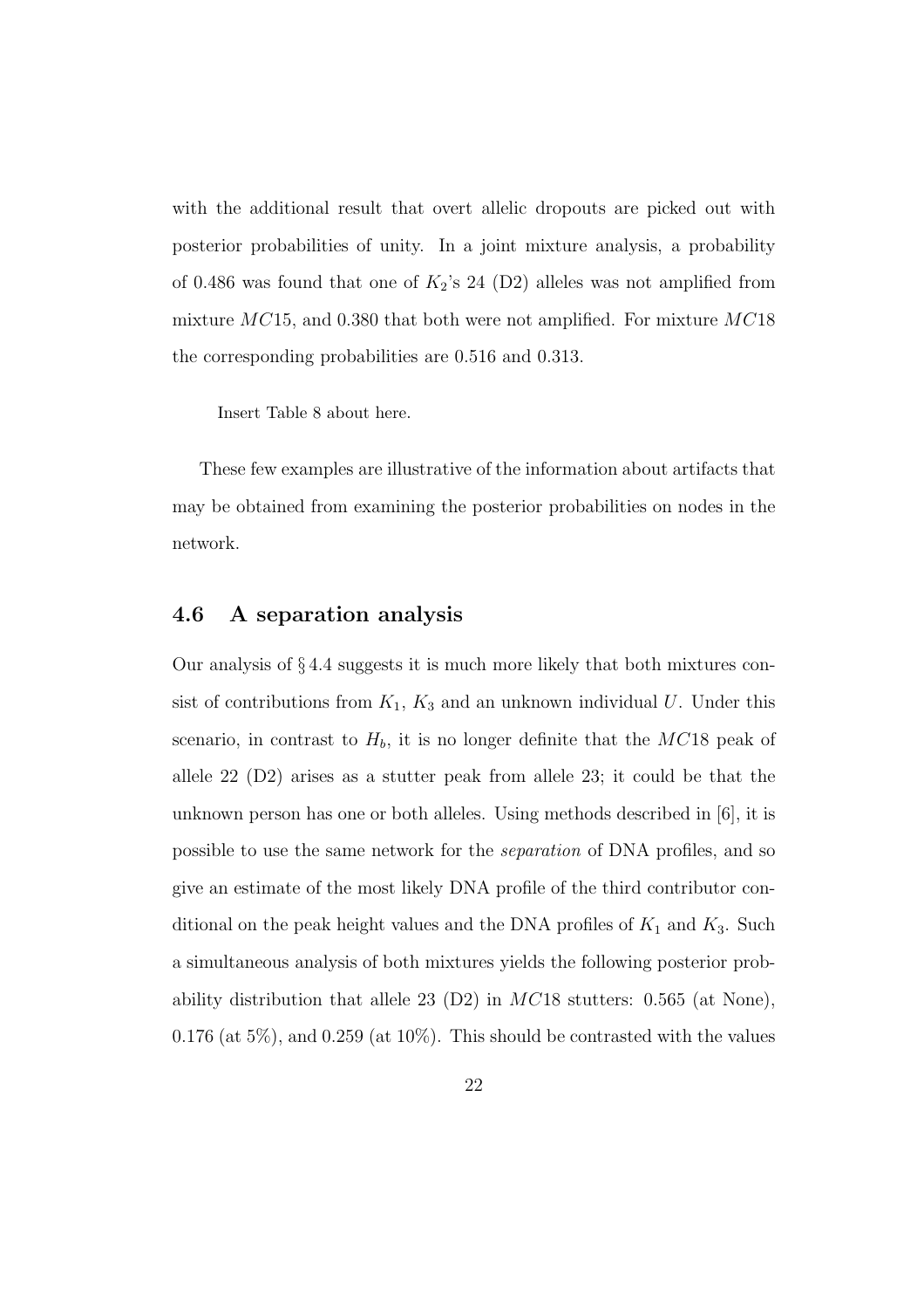with the additional result that overt allelic dropouts are picked out with posterior probabilities of unity. In a joint mixture analysis, a probability of 0.486 was found that one of $K_2$'s 24 (D2) alleles was not amplified from mixture $MC15$, and 0.380 that both were not amplified. For mixture $MC18$ the corresponding probabilities are 0.516 and 0.313.

Insert Table 8 about here.

These few examples are illustrative of the information about artifacts that may be obtained from examining the posterior probabilities on nodes in the network.

### 4.6 A separation analysis

Our analysis of § 4.4 suggests it is much more likely that both mixtures consist of contributions from $K_1$, $K_3$ and an unknown individual $U$. Under this scenario, in contrast to $H_b$, it is no longer definite that the $MC18$ peak of allele 22 (D2) arises as a stutter peak from allele 23; it could be that the unknown person has one or both alleles. Using methods described in [6], it is possible to use the same network for the *separation* of DNA profiles, and so give an estimate of the most likely DNA profile of the third contributor conditional on the peak height values and the DNA profiles of $K_1$ and $K_3$. Such a simultaneous analysis of both mixtures yields the following posterior probability distribution that allele 23 (D2) in $MC18$ stutters: 0.565 (at None), 0.176 (at 5%), and 0.259 (at 10%). This should be contrasted with the values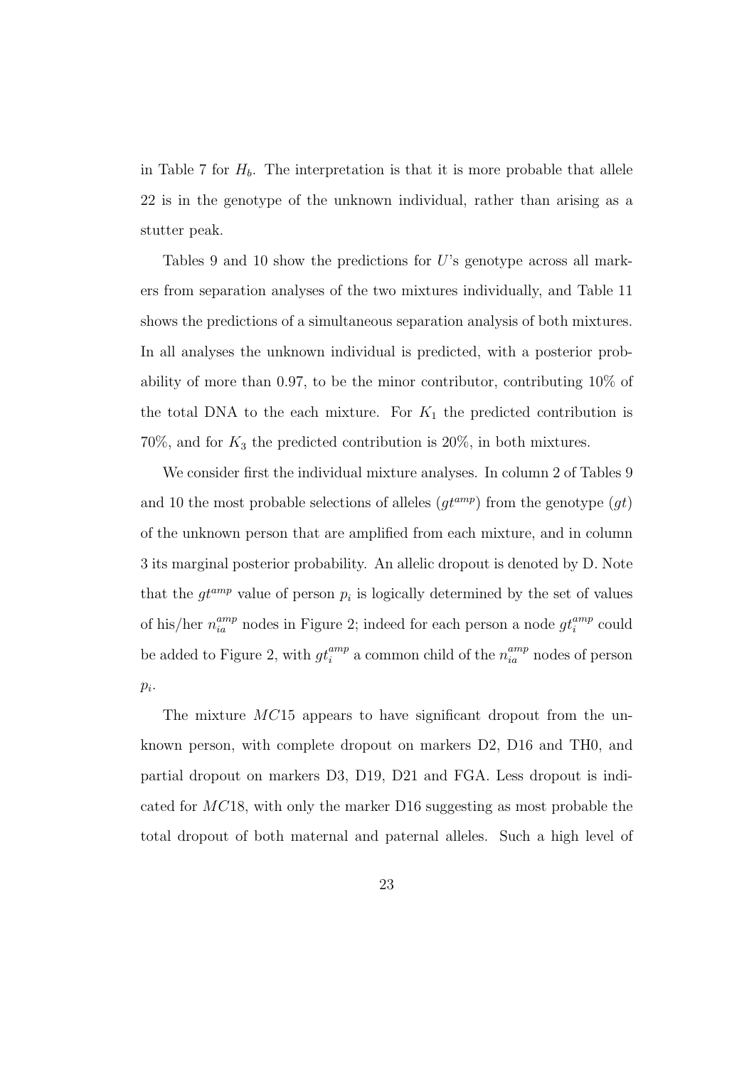in Table 7 for $H_b$. The interpretation is that it is more probable that allele 22 is in the genotype of the unknown individual, rather than arising as a stutter peak.

Tables 9 and 10 show the predictions for $U$'s genotype across all markers from separation analyses of the two mixtures individually, and Table 11 shows the predictions of a simultaneous separation analysis of both mixtures. In all analyses the unknown individual is predicted, with a posterior probability of more than 0.97, to be the minor contributor, contributing 10% of the total DNA to the each mixture. For $K_1$ the predicted contribution is 70%, and for $K_3$ the predicted contribution is 20%, in both mixtures.

We consider first the individual mixture analyses. In column 2 of Tables 9 and 10 the most probable selections of alleles ($gt^{amp}$) from the genotype ($gt$) of the unknown person that are amplified from each mixture, and in column 3 its marginal posterior probability. An allelic dropout is denoted by D. Note that the $gt^{amp}$ value of person $p_i$ is logically determined by the set of values of his/her $n_{ia}^{amp}$ nodes in Figure 2; indeed for each person a node $gt_i^{amp}$ could be added to Figure 2, with $gt_i^{amp}$ a common child of the $n_{ia}^{amp}$ nodes of person $p_i$.

The mixture $MC15$ appears to have significant dropout from the unknown person, with complete dropout on markers D2, D16 and TH0, and partial dropout on markers D3, D19, D21 and FGA. Less dropout is indicated for $MC18$, with only the marker D16 suggesting as most probable the total dropout of both maternal and paternal alleles. Such a high level of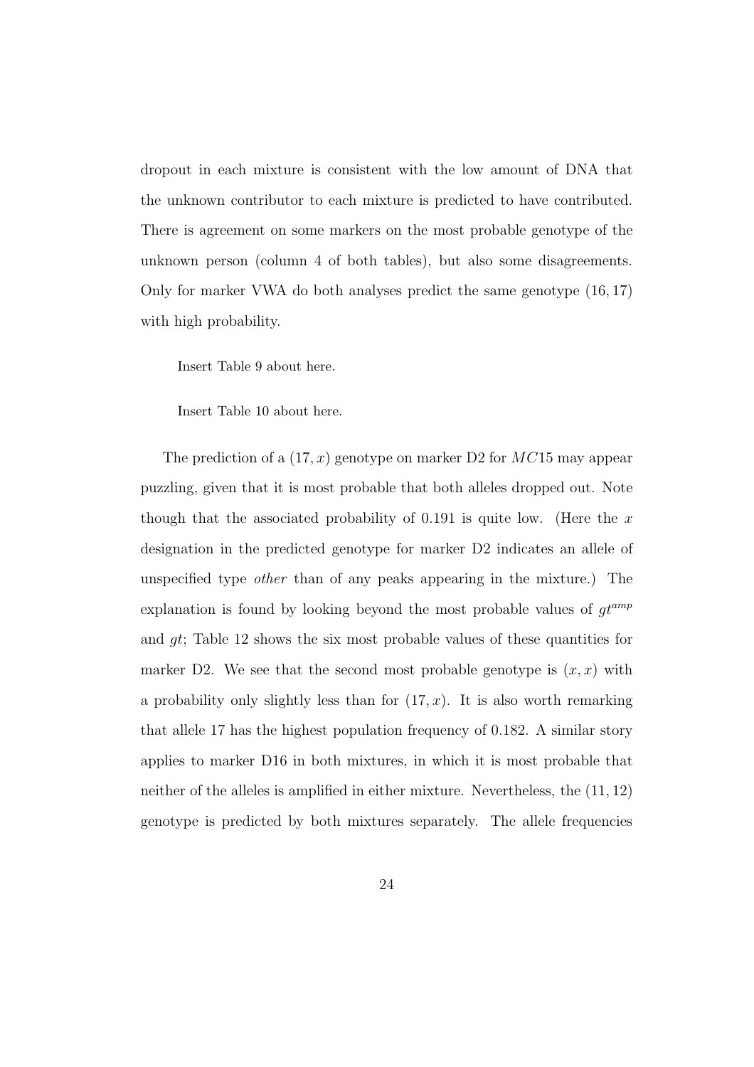dropout in each mixture is consistent with the low amount of DNA that the unknown contributor to each mixture is predicted to have contributed. There is agreement on some markers on the most probable genotype of the unknown person (column 4 of both tables), but also some disagreements. Only for marker VWA do both analyses predict the same genotype $(16, 17)$ with high probability.

Insert Table 9 about here.

Insert Table 10 about here.

The prediction of a $(17, x)$ genotype on marker D2 for $MC15$ may appear puzzling, given that it is most probable that both alleles dropped out. Note though that the associated probability of 0.191 is quite low. (Here the $x$ designation in the predicted genotype for marker D2 indicates an allele of unspecified type *other* than of any peaks appearing in the mixture.) The explanation is found by looking beyond the most probable values of $gt^{amp}$ and $gt$; Table 12 shows the six most probable values of these quantities for marker D2. We see that the second most probable genotype is $(x, x)$ with a probability only slightly less than for $(17, x)$. It is also worth remarking that allele 17 has the highest population frequency of 0.182. A similar story applies to marker D16 in both mixtures, in which it is most probable that neither of the alleles is amplified in either mixture. Nevertheless, the $(11, 12)$ genotype is predicted by both mixtures separately. The allele frequencies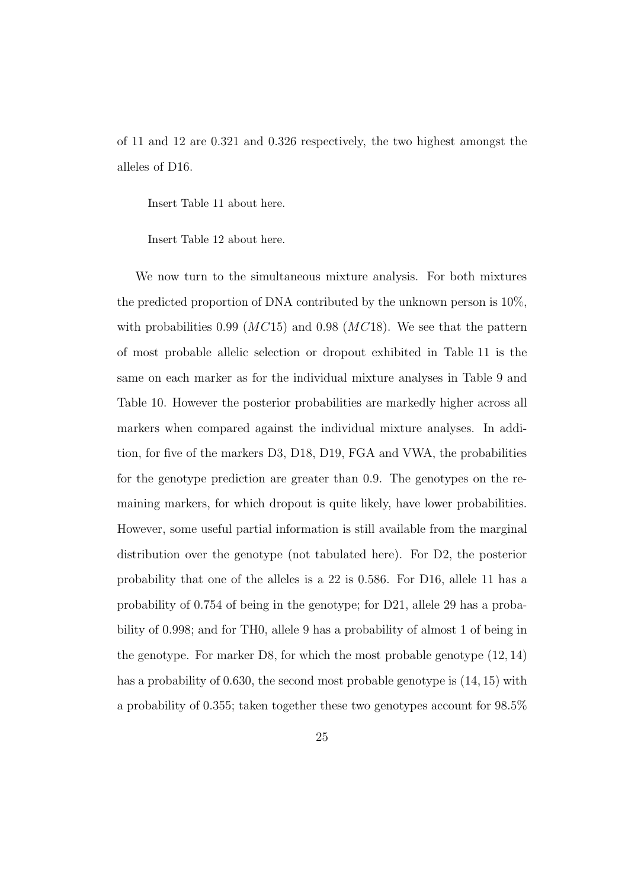of 11 and 12 are 0.321 and 0.326 respectively, the two highest amongst the alleles of D16.

Insert Table 11 about here.

Insert Table 12 about here.

We now turn to the simultaneous mixture analysis. For both mixtures the predicted proportion of DNA contributed by the unknown person is 10%, with probabilities 0.99 ($MC15$) and 0.98 ($MC18$). We see that the pattern of most probable allelic selection or dropout exhibited in Table 11 is the same on each marker as for the individual mixture analyses in Table 9 and Table 10. However the posterior probabilities are markedly higher across all markers when compared against the individual mixture analyses. In addition, for five of the markers D3, D18, D19, FGA and VWA, the probabilities for the genotype prediction are greater than 0.9. The genotypes on the remaining markers, for which dropout is quite likely, have lower probabilities. However, some useful partial information is still available from the marginal distribution over the genotype (not tabulated here). For D2, the posterior probability that one of the alleles is a 22 is 0.586. For D16, allele 11 has a probability of 0.754 of being in the genotype; for D21, allele 29 has a probability of 0.998; and for TH0, allele 9 has a probability of almost 1 of being in the genotype. For marker D8, for which the most probable genotype $(12, 14)$ has a probability of 0.630, the second most probable genotype is $(14, 15)$ with a probability of 0.355; taken together these two genotypes account for 98.5%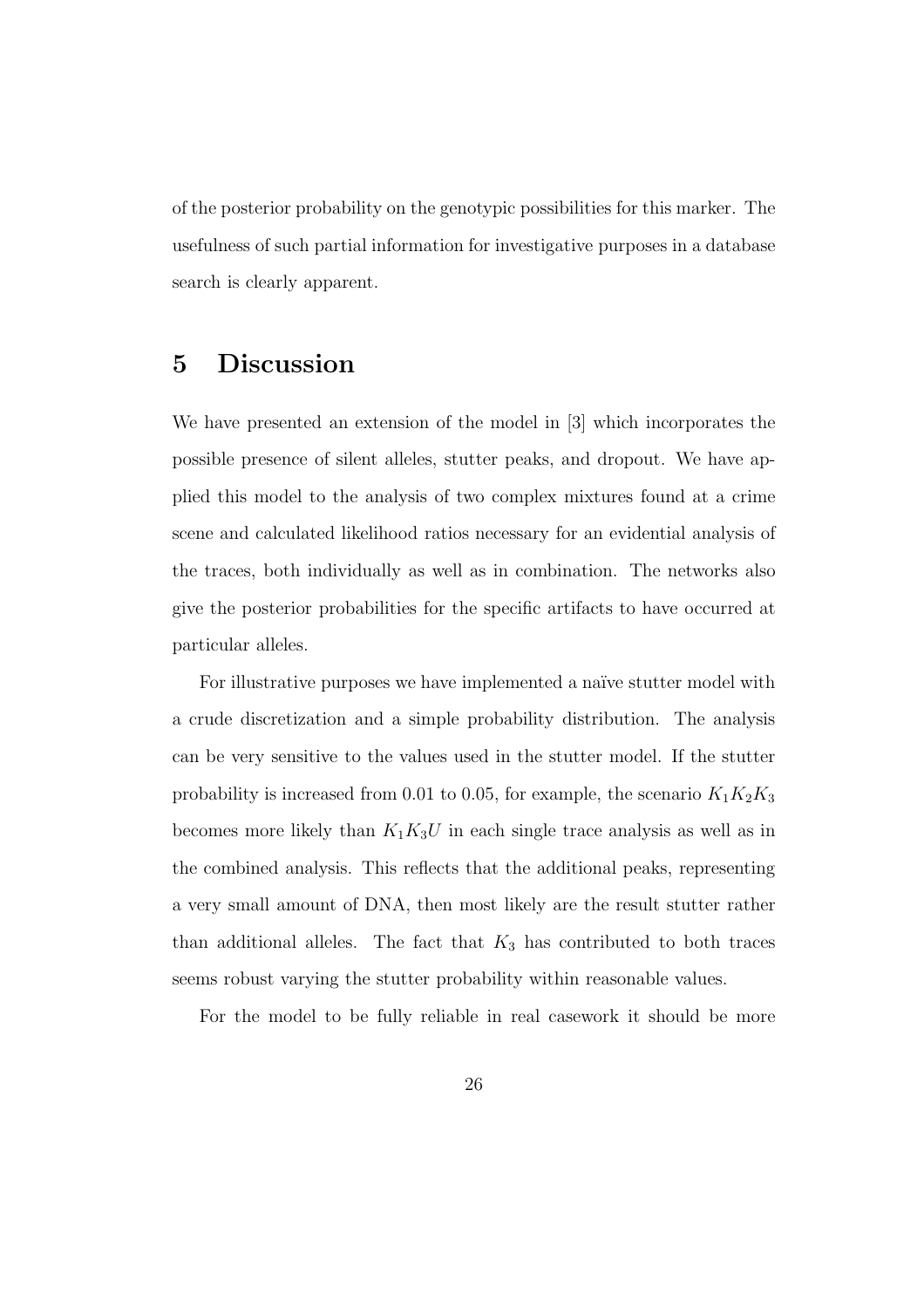of the posterior probability on the genotypic possibilities for this marker. The usefulness of such partial information for investigative purposes in a database search is clearly apparent.

# 5 Discussion

We have presented an extension of the model in [3] which incorporates the possible presence of silent alleles, stutter peaks, and dropout. We have applied this model to the analysis of two complex mixtures found at a crime scene and calculated likelihood ratios necessary for an evidential analysis of the traces, both individually as well as in combination. The networks also give the posterior probabilities for the specific artifacts to have occurred at particular alleles.

For illustrative purposes we have implemented a naïve stutter model with a crude discretization and a simple probability distribution. The analysis can be very sensitive to the values used in the stutter model. If the stutter probability is increased from 0.01 to 0.05, for example, the scenario $K_1K_2K_3$ becomes more likely than $K_1K_3U$ in each single trace analysis as well as in the combined analysis. This reflects that the additional peaks, representing a very small amount of DNA, then most likely are the result stutter rather than additional alleles. The fact that $K_3$ has contributed to both traces seems robust varying the stutter probability within reasonable values.

For the model to be fully reliable in real casework it should be more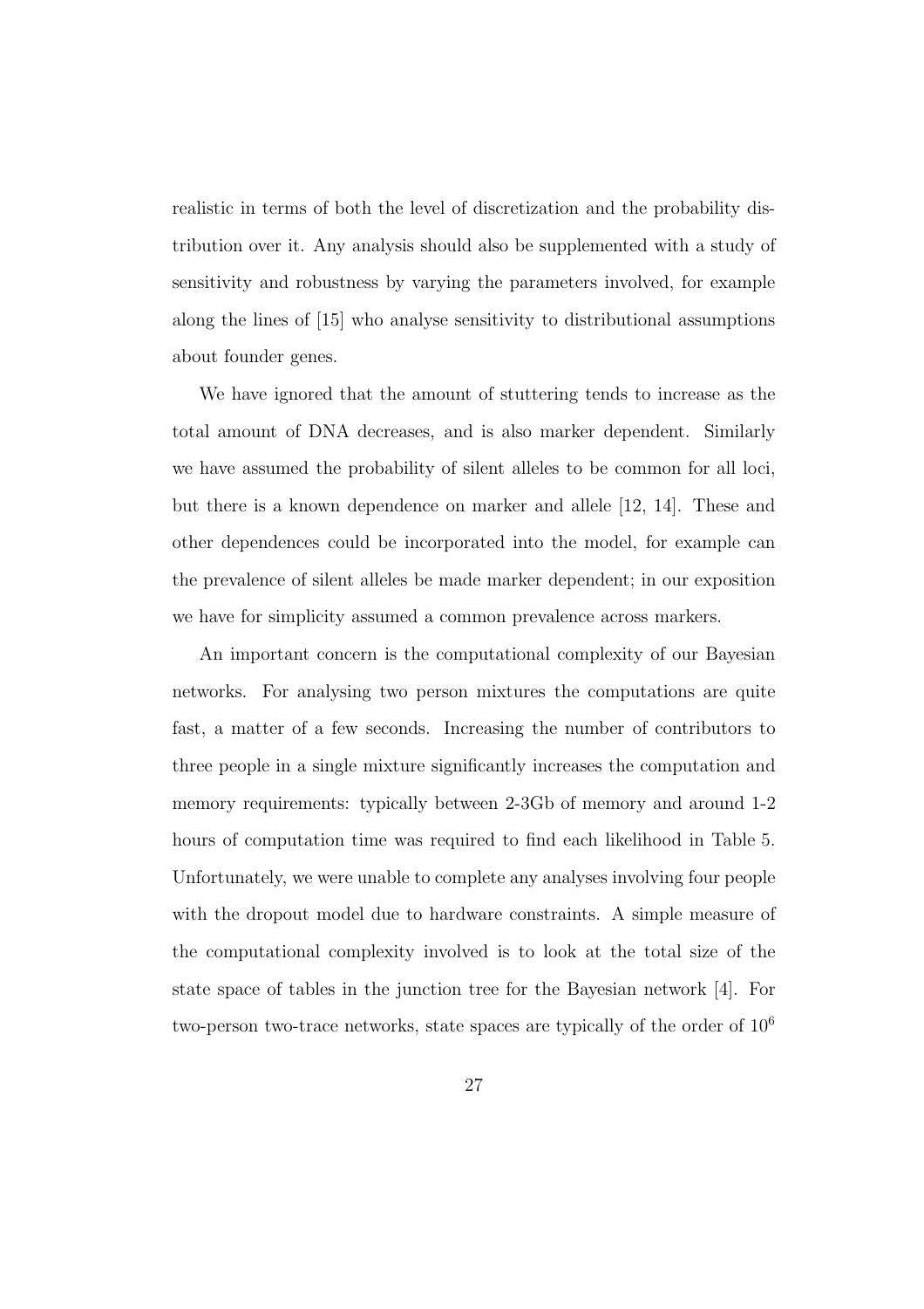realistic in terms of both the level of discretization and the probability distribution over it. Any analysis should also be supplemented with a study of sensitivity and robustness by varying the parameters involved, for example along the lines of [15] who analyse sensitivity to distributional assumptions about founder genes.

We have ignored that the amount of stuttering tends to increase as the total amount of DNA decreases, and is also marker dependent. Similarly we have assumed the probability of silent alleles to be common for all loci, but there is a known dependence on marker and allele [12, 14]. These and other dependences could be incorporated into the model, for example can the prevalence of silent alleles be made marker dependent; in our exposition we have for simplicity assumed a common prevalence across markers.

An important concern is the computational complexity of our Bayesian networks. For analysing two person mixtures the computations are quite fast, a matter of a few seconds. Increasing the number of contributors to three people in a single mixture significantly increases the computation and memory requirements: typically between 2-3Gb of memory and around 1-2 hours of computation time was required to find each likelihood in Table 5. Unfortunately, we were unable to complete any analyses involving four people with the dropout model due to hardware constraints. A simple measure of the computational complexity involved is to look at the total size of the state space of tables in the junction tree for the Bayesian network [4]. For two-person two-trace networks, state spaces are typically of the order of $10^6$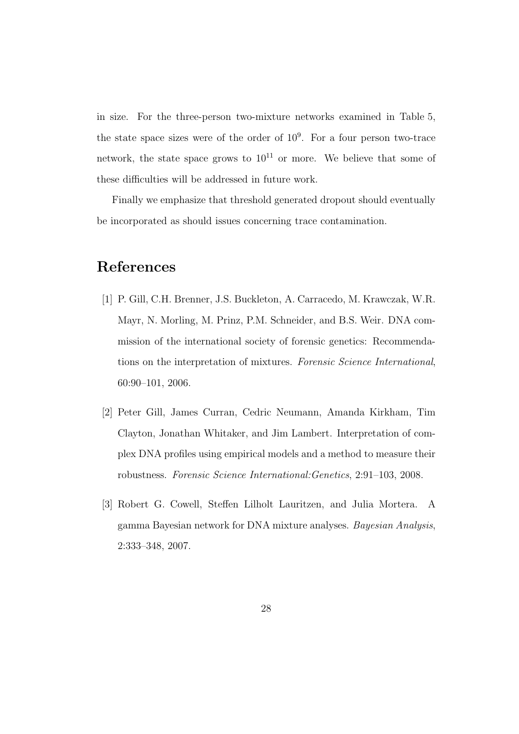in size. For the three-person two-mixture networks examined in Table 5, the state space sizes were of the order of $10^9$. For a four person two-trace network, the state space grows to $10^{11}$ or more. We believe that some of these difficulties will be addressed in future work.

Finally we emphasize that threshold generated dropout should eventually be incorporated as should issues concerning trace contamination.

# References

[1] P. Gill, C.H. Brenner, J.S. Buckleton, A. Carracedo, M. Krawczak, W.R. Mayr, N. Morling, M. Prinz, P.M. Schneider, and B.S. Weir. DNA commission of the international society of forensic genetics: Recommendations on the interpretation of mixtures. *Forensic Science International*, 60:90–101, 2006.

[2] Peter Gill, James Curran, Cedric Neumann, Amanda Kirkham, Tim Clayton, Jonathan Whitaker, and Jim Lambert. Interpretation of complex DNA profiles using empirical models and a method to measure their robustness. *Forensic Science International:Genetics*, 2:91–103, 2008.

[3] Robert G. Cowell, Steffen Lilholt Lauritzen, and Julia Mortera. A gamma Bayesian network for DNA mixture analyses. *Bayesian Analysis*, 2:333–348, 2007.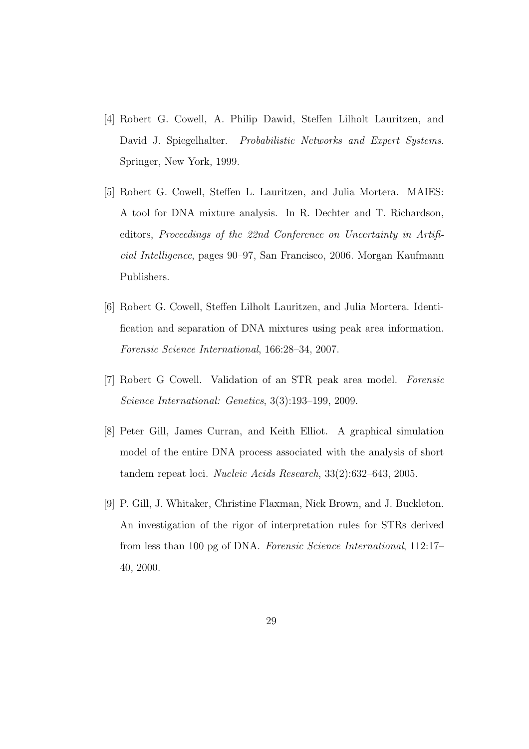[4] Robert G. Cowell, A. Philip Dawid, Steffen Lilholt Lauritzen, and David J. Spiegelhalter. *Probabilistic Networks and Expert Systems*. Springer, New York, 1999.

[5] Robert G. Cowell, Steffen L. Lauritzen, and Julia Mortera. MAIES: A tool for DNA mixture analysis. In R. Dechter and T. Richardson, editors, *Proceedings of the 22nd Conference on Uncertainty in Artificial Intelligence*, pages 90–97, San Francisco, 2006. Morgan Kaufmann Publishers.

[6] Robert G. Cowell, Steffen Lilholt Lauritzen, and Julia Mortera. Identification and separation of DNA mixtures using peak area information. *Forensic Science International*, 166:28–34, 2007.

[7] Robert G Cowell. Validation of an STR peak area model. *Forensic Science International: Genetics*, 3(3):193–199, 2009.

[8] Peter Gill, James Curran, and Keith Elliot. A graphical simulation model of the entire DNA process associated with the analysis of short tandem repeat loci. *Nucleic Acids Research*, 33(2):632–643, 2005.

[9] P. Gill, J. Whitaker, Christine Flaxman, Nick Brown, and J. Buckleton. An investigation of the rigor of interpretation rules for STRs derived from less than 100 pg of DNA. *Forensic Science International*, 112:17–40, 2000.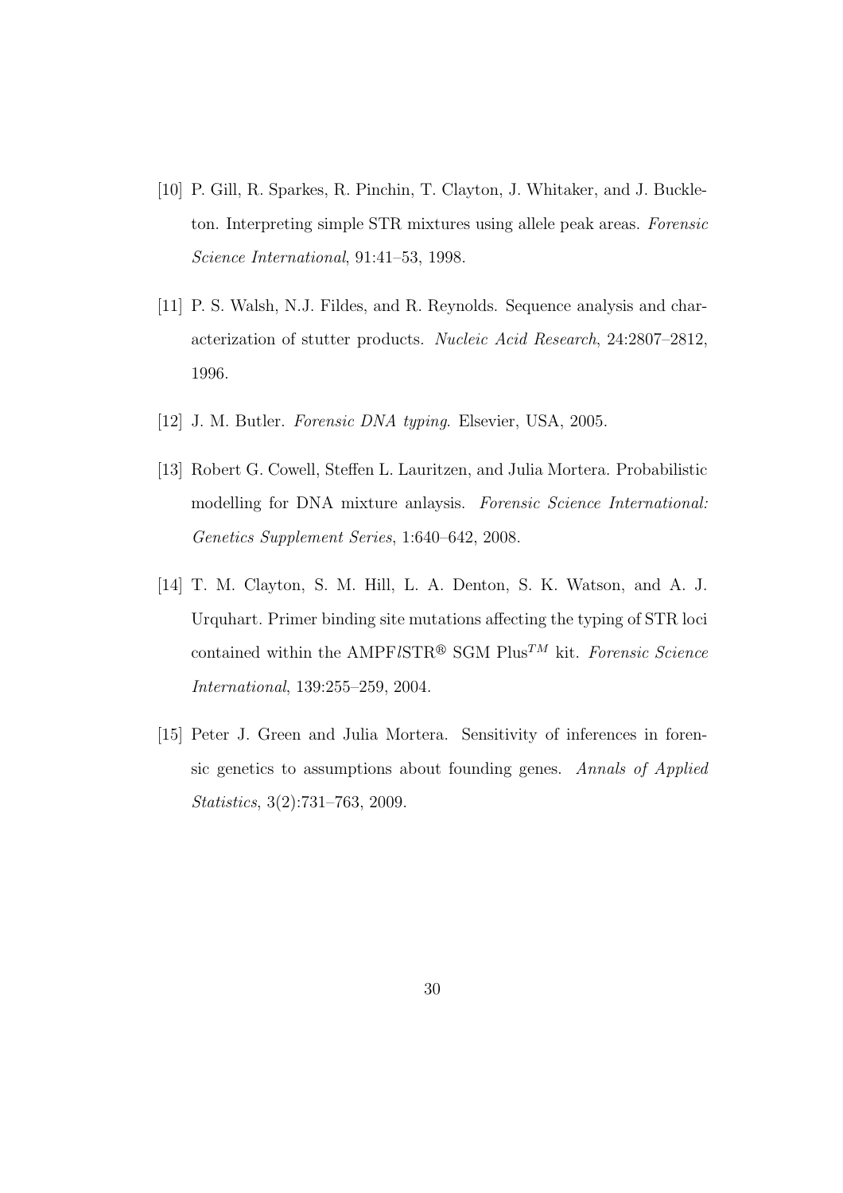[10] P. Gill, R. Sparkes, R. Pinchin, T. Clayton, J. Whitaker, and J. Buckleton. Interpreting simple STR mixtures using allele peak areas. *Forensic Science International*, 91:41–53, 1998.

[11] P. S. Walsh, N.J. Fildes, and R. Reynolds. Sequence analysis and characterization of stutter products. *Nucleic Acid Research*, 24:2807–2812, 1996.

[12] J. M. Butler. *Forensic DNA typing*. Elsevier, USA, 2005.

[13] Robert G. Cowell, Steffen L. Lauritzen, and Julia Mortera. Probabilistic modelling for DNA mixture anlaysis. *Forensic Science International: Genetics Supplement Series*, 1:640–642, 2008.

[14] T. M. Clayton, S. M. Hill, L. A. Denton, S. K. Watson, and A. J. Urquhart. Primer binding site mutations affecting the typing of STR loci contained within the AMPF*l*STR® SGM Plus$^{TM}$ kit. *Forensic Science International*, 139:255–259, 2004.

[15] Peter J. Green and Julia Mortera. Sensitivity of inferences in forensic genetics to assumptions about founding genes. *Annals of Applied Statistics*, 3(2):731–763, 2009.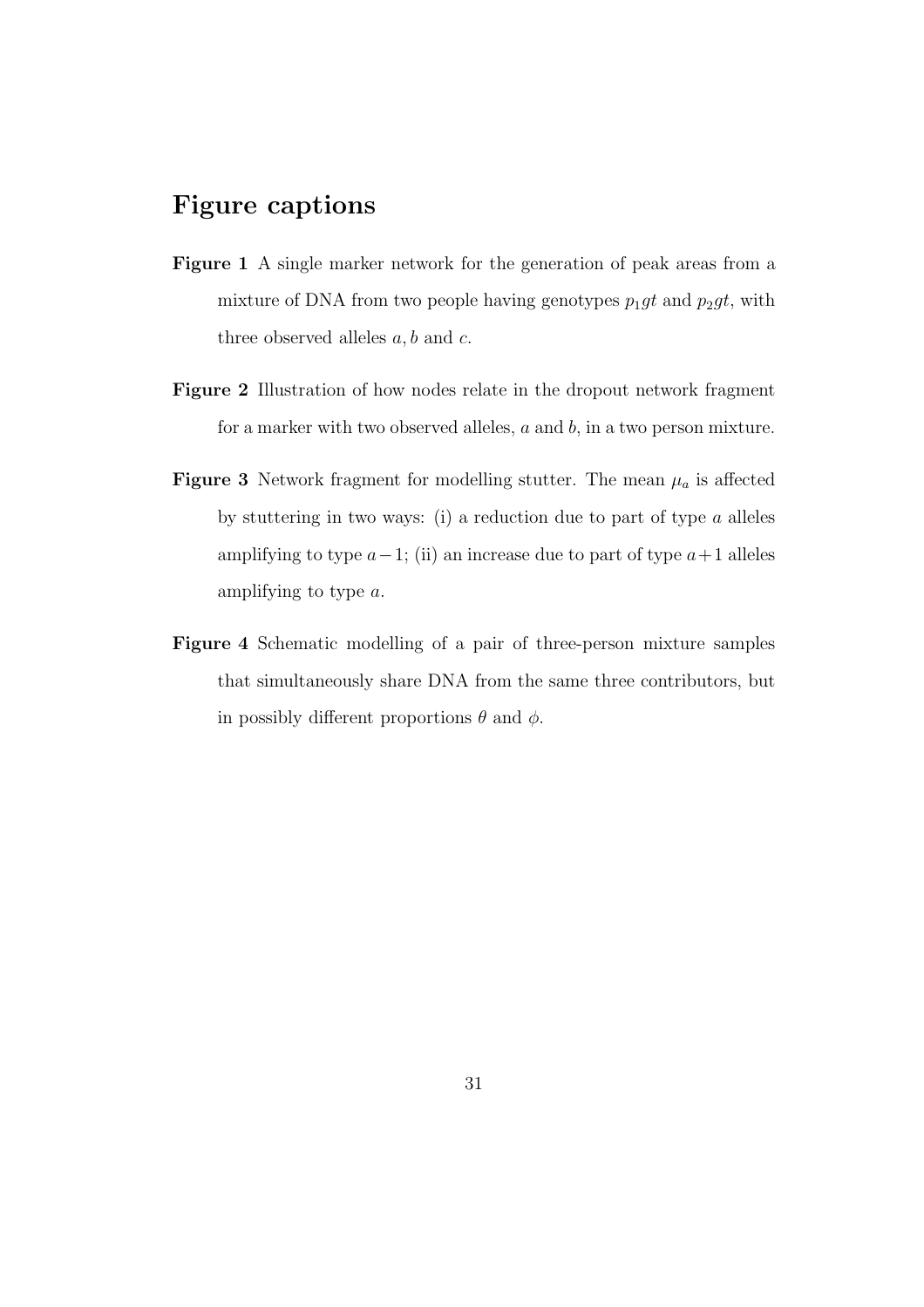## Figure captions

**Figure 1** A single marker network for the generation of peak areas from a mixture of DNA from two people having genotypes $p_1gt$ and $p_2gt$, with three observed alleles $a, b$ and $c$.

**Figure 2** Illustration of how nodes relate in the dropout network fragment for a marker with two observed alleles, $a$ and $b$, in a two person mixture.

**Figure 3** Network fragment for modelling stutter. The mean $\mu_a$ is affected by stuttering in two ways: (i) a reduction due to part of type $a$ alleles amplifying to type $a-1$; (ii) an increase due to part of type $a+1$ alleles amplifying to type $a$.

**Figure 4** Schematic modelling of a pair of three-person mixture samples that simultaneously share DNA from the same three contributors, but in possibly different proportions $\theta$ and $\phi$.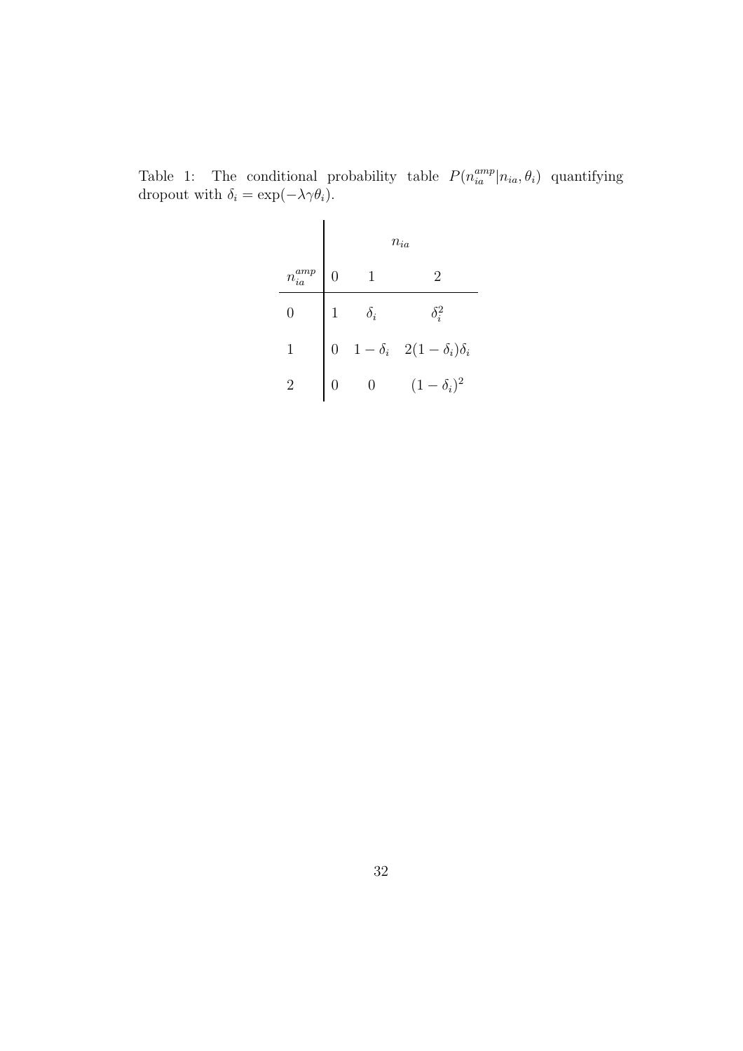Table 1: The conditional probability table $P(n_{ia}^{amp}|n_{ia}, \theta_i)$ quantifying dropout with $\delta_i = \exp(-\lambda\gamma\theta_i)$.

| | $n_{ia}$ | | |
|---|---|---|---|
| $n_{ia}^{amp}$ | 0 | 1 | 2 |
| 0 | 1 | $\delta_i$ | $\delta_i^2$ |
| 1 | 0 | $1-\delta_i$ | $2(1-\delta_i)\delta_i$ |
| 2 | 0 | 0 | $(1-\delta_i)^2$ |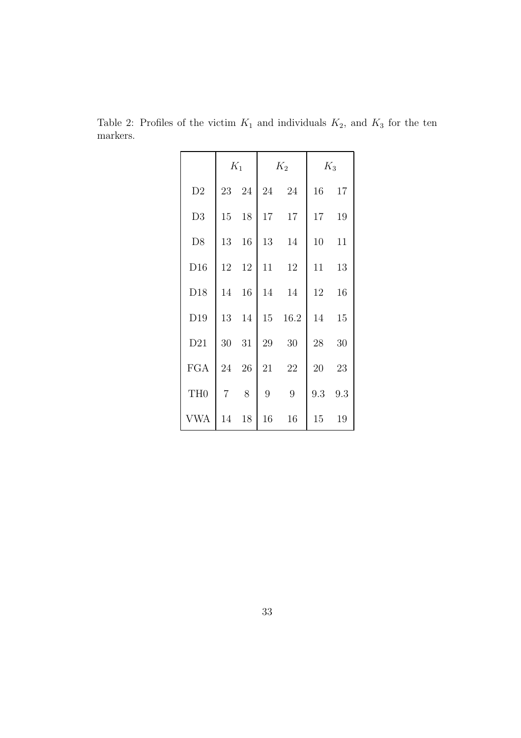Table 2: Profiles of the victim $K_1$ and individuals $K_2$, and $K_3$ for the ten markers.

| | $K_1$ | | $K_2$ | | $K_3$ | |
|---|---|---|---|---|---|---|
| D2 | 23 | 24 | 24 | 24 | 16 | 17 |
| D3 | 15 | 18 | 17 | 17 | 17 | 19 |
| D8 | 13 | 16 | 13 | 14 | 10 | 11 |
| D16 | 12 | 12 | 11 | 12 | 11 | 13 |
| D18 | 14 | 16 | 14 | 14 | 12 | 16 |
| D19 | 13 | 14 | 15 | 16.2 | 14 | 15 |
| D21 | 30 | 31 | 29 | 30 | 28 | 30 |
| FGA | 24 | 26 | 21 | 22 | 20 | 23 |
| TH0 | 7 | 8 | 9 | 9 | 9.3 | 9.3 |
| VWA | 14 | 18 | 16 | 16 | 15 | 19 |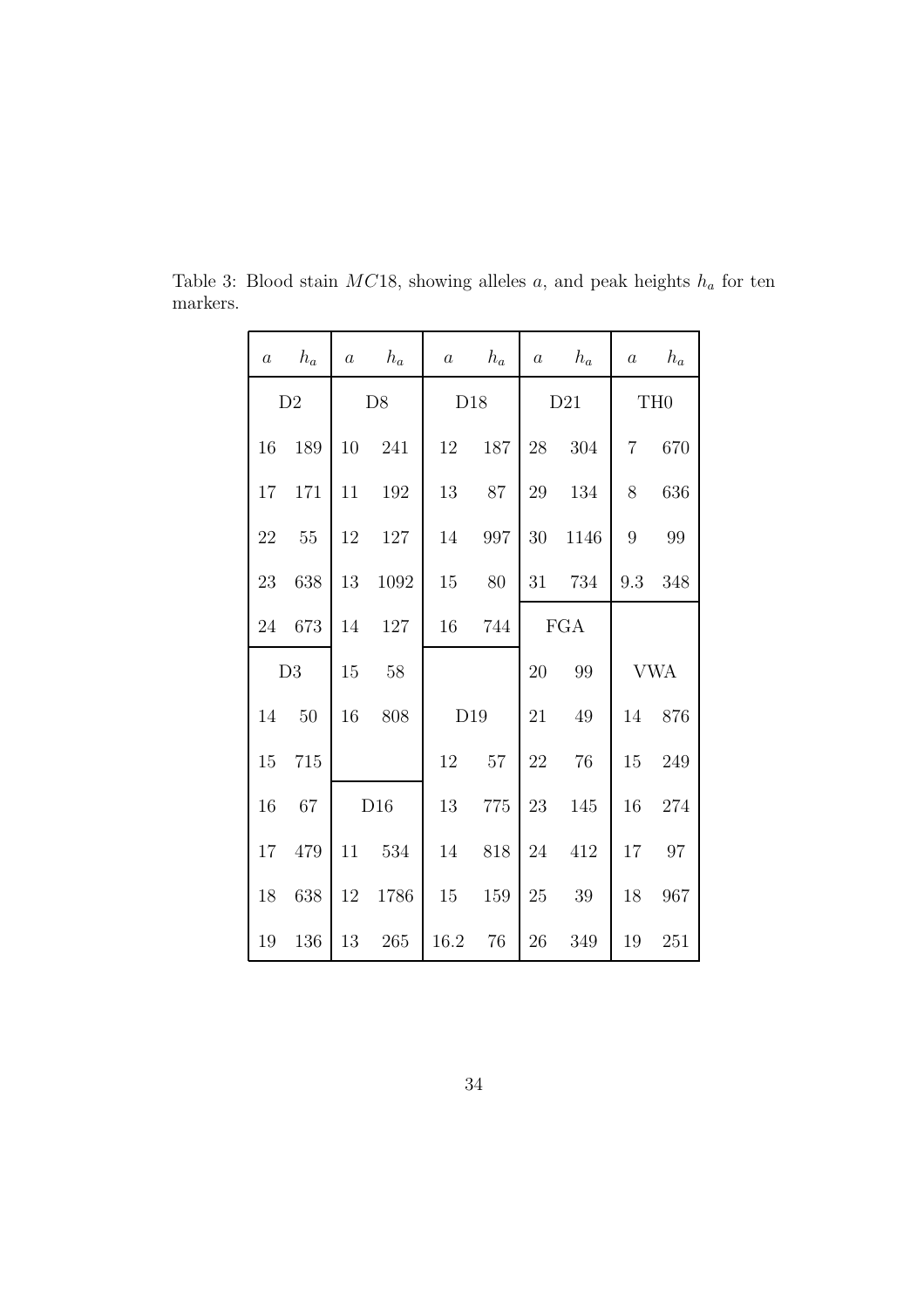Table 3: Blood stain $MC18$, showing alleles $a$, and peak heights $h_a$ for ten markers.

| $a$ | $h_a$ | $a$ | $h_a$ | $a$ | $h_a$ | $a$ | $h_a$ | $a$ | $h_a$ |
|---|---|---|---|---|---|---|---|---|---|
| D2 | | D8 | | D18 | | D21 | | TH0 | |
| 16 | 189 | 10 | 241 | 12 | 187 | 28 | 304 | 7 | 670 |
| 17 | 171 | 11 | 192 | 13 | 87 | 29 | 134 | 8 | 636 |
| 22 | 55 | 12 | 127 | 14 | 997 | 30 | 1146 | 9 | 99 |
| 23 | 638 | 13 | 1092 | 15 | 80 | 31 | 734 | 9.3 | 348 |
| 24 | 673 | 14 | 127 | 16 | 744 | FGA | | | |
| D3 | | 15 | 58 | | | 20 | 99 | VWA | |
| 14 | 50 | 16 | 808 | D19 | | 21 | 49 | 14 | 876 |
| 15 | 715 | | | 12 | 57 | 22 | 76 | 15 | 249 |
| 16 | 67 | D16 | | 13 | 775 | 23 | 145 | 16 | 274 |
| 17 | 479 | 11 | 534 | 14 | 818 | 24 | 412 | 17 | 97 |
| 18 | 638 | 12 | 1786 | 15 | 159 | 25 | 39 | 18 | 967 |
| 19 | 136 | 13 | 265 | 16.2 | 76 | 26 | 349 | 19 | 251 |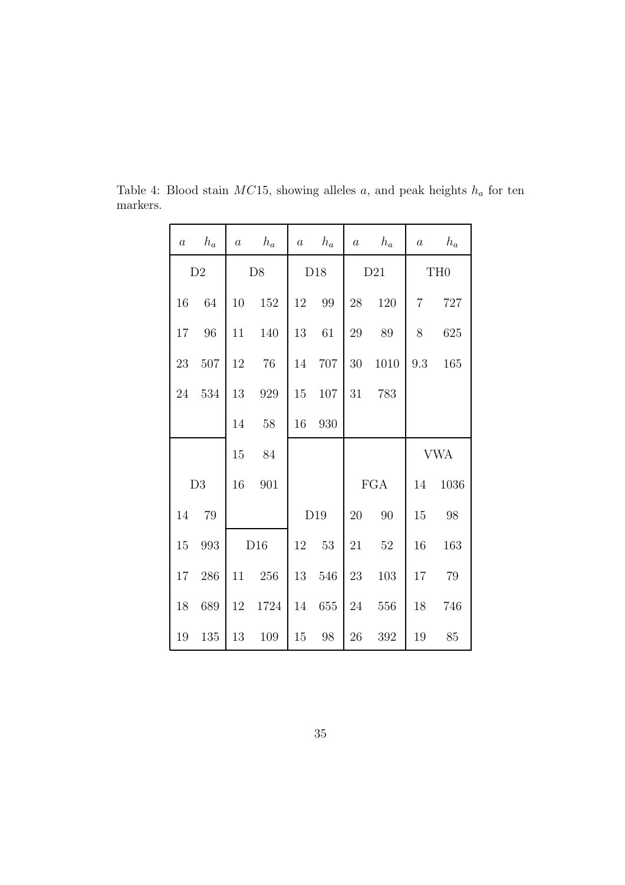Table 4: Blood stain $MC15$, showing alleles $a$, and peak heights $h_a$ for ten markers.

| $a$ | $h_a$ | $a$ | $h_a$ | $a$ | $h_a$ | $a$ | $h_a$ | $a$ | $h_a$ |
|---|---|---|---|---|---|---|---|---|---|
| D2 | | D8 | | D18 | | D21 | | TH0 | |
| 16 | 64 | 10 | 152 | 12 | 99 | 28 | 120 | 7 | 727 |
| 17 | 96 | 11 | 140 | 13 | 61 | 29 | 89 | 8 | 625 |
| 23 | 507 | 12 | 76 | 14 | 707 | 30 | 1010 | 9.3 | 165 |
| 24 | 534 | 13 | 929 | 15 | 107 | 31 | 783 | | |
| | | 14 | 58 | 16 | 930 | | | | |
| | | 15 | 84 | | | | | VWA | |
| D3 | | 16 | 901 | | | FGA | | 14 | 1036 |
| 14 | 79 | | | D19 | | 20 | 90 | 15 | 98 |
| 15 | 993 | D16 | | 12 | 53 | 21 | 52 | 16 | 163 |
| 17 | 286 | 11 | 256 | 13 | 546 | 23 | 103 | 17 | 79 |
| 18 | 689 | 12 | 1724 | 14 | 655 | 24 | 556 | 18 | 746 |
| 19 | 135 | 13 | 109 | 15 | 98 | 26 | 392 | 19 | 85 |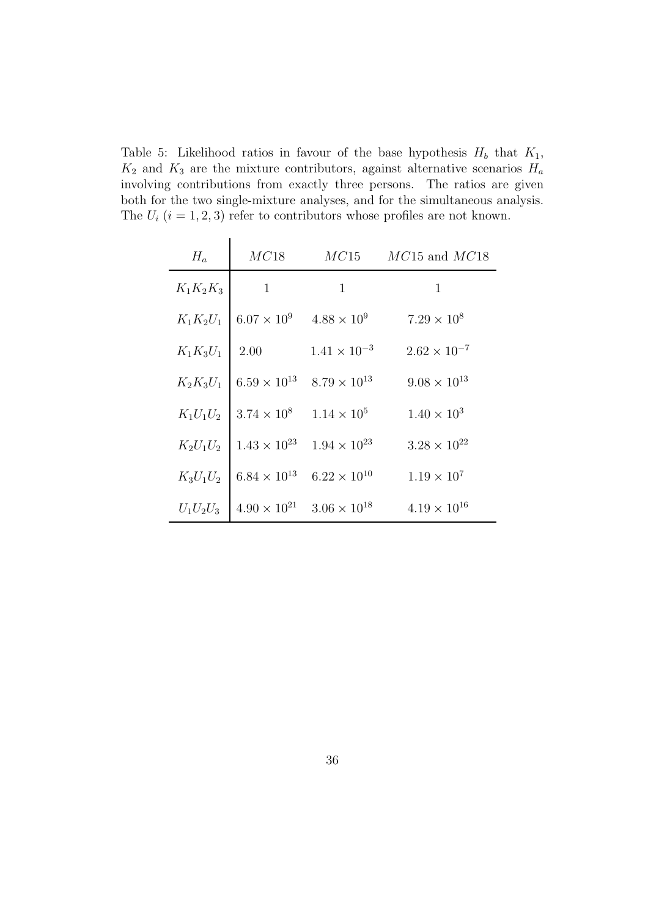Table 5: Likelihood ratios in favour of the base hypothesis $H_b$ that $K_1$, $K_2$ and $K_3$ are the mixture contributors, against alternative scenarios $H_a$ involving contributions from exactly three persons. The ratios are given both for the two single-mixture analyses, and for the simultaneous analysis. The $U_i$ $(i = 1, 2, 3)$ refer to contributors whose profiles are not known.

| $H_a$ | $MC18$ | $MC15$ | $MC15$ and $MC18$ |
|---|---|---|---|
| $K_1K_2K_3$ | 1 | 1 | 1 |
| $K_1K_2U_1$ | $6.07 \times 10^{9}$ | $4.88 \times 10^{9}$ | $7.29 \times 10^{8}$ |
| $K_1K_3U_1$ | 2.00 | $1.41 \times 10^{-3}$ | $2.62 \times 10^{-7}$ |
| $K_2K_3U_1$ | $6.59 \times 10^{13}$ | $8.79 \times 10^{13}$ | $9.08 \times 10^{13}$ |
| $K_1U_1U_2$ | $3.74 \times 10^{8}$ | $1.14 \times 10^{5}$ | $1.40 \times 10^{3}$ |
| $K_2U_1U_2$ | $1.43 \times 10^{23}$ | $1.94 \times 10^{23}$ | $3.28 \times 10^{22}$ |
| $K_3U_1U_2$ | $6.84 \times 10^{13}$ | $6.22 \times 10^{10}$ | $1.19 \times 10^{7}$ |
| $U_1U_2U_3$ | $4.90 \times 10^{21}$ | $3.06 \times 10^{18}$ | $4.19 \times 10^{16}$ |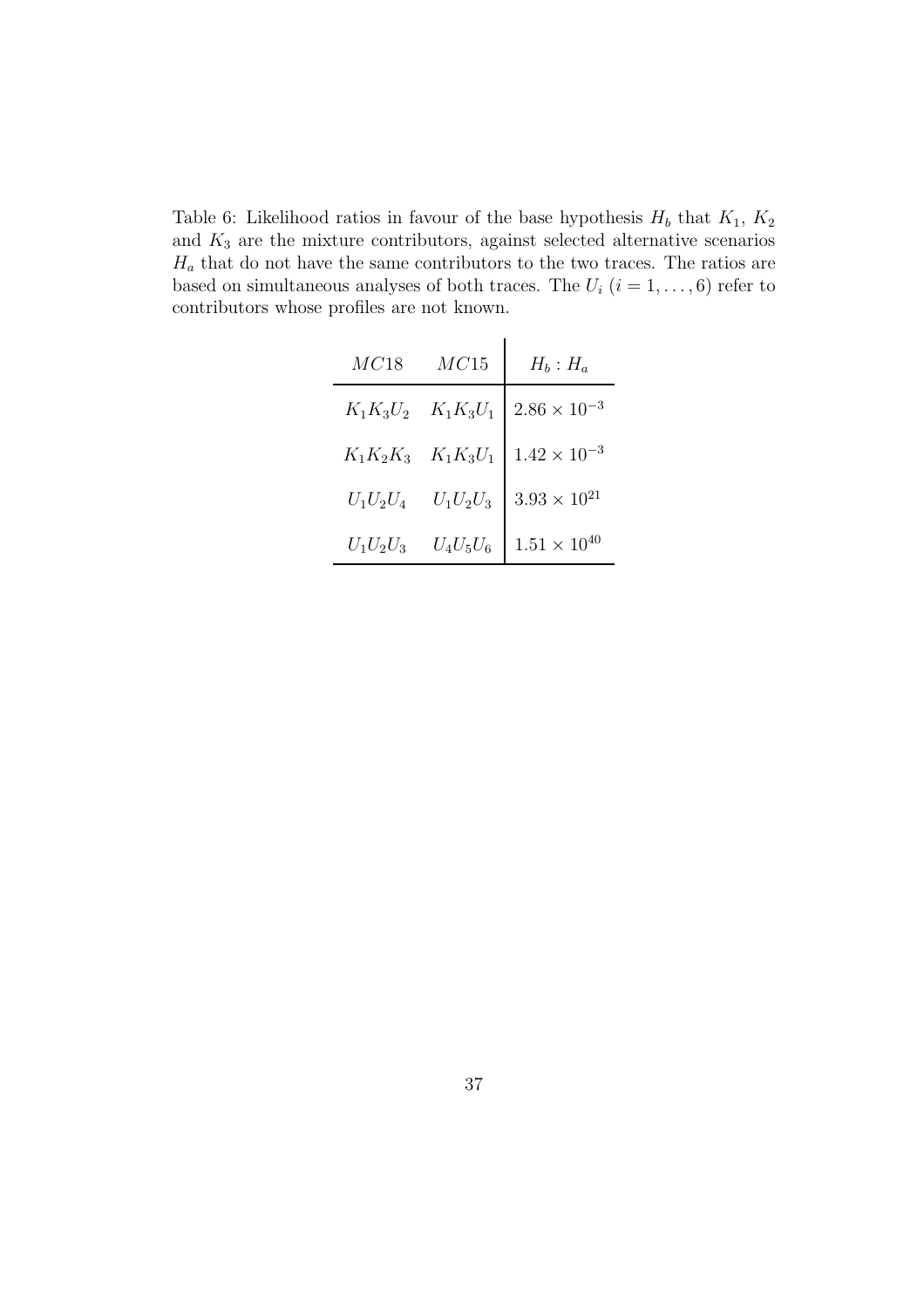Table 6: Likelihood ratios in favour of the base hypothesis $H_b$ that $K_1$, $K_2$ and $K_3$ are the mixture contributors, against selected alternative scenarios $H_a$ that do not have the same contributors to the two traces. The ratios are based on simultaneous analyses of both traces. The $U_i$ $(i = 1, \ldots, 6)$ refer to contributors whose profiles are not known.

| $MC18$ | $MC15$ | $H_b : H_a$ |
|---|---|---|
| $K_1K_3U_2$ | $K_1K_3U_1$ | $2.86 \times 10^{-3}$ |
| $K_1K_2K_3$ | $K_1K_3U_1$ | $1.42 \times 10^{-3}$ |
| $U_1U_2U_4$ | $U_1U_2U_3$ | $3.93 \times 10^{21}$ |
| $U_1U_2U_3$ | $U_4U_5U_6$ | $1.51 \times 10^{40}$ |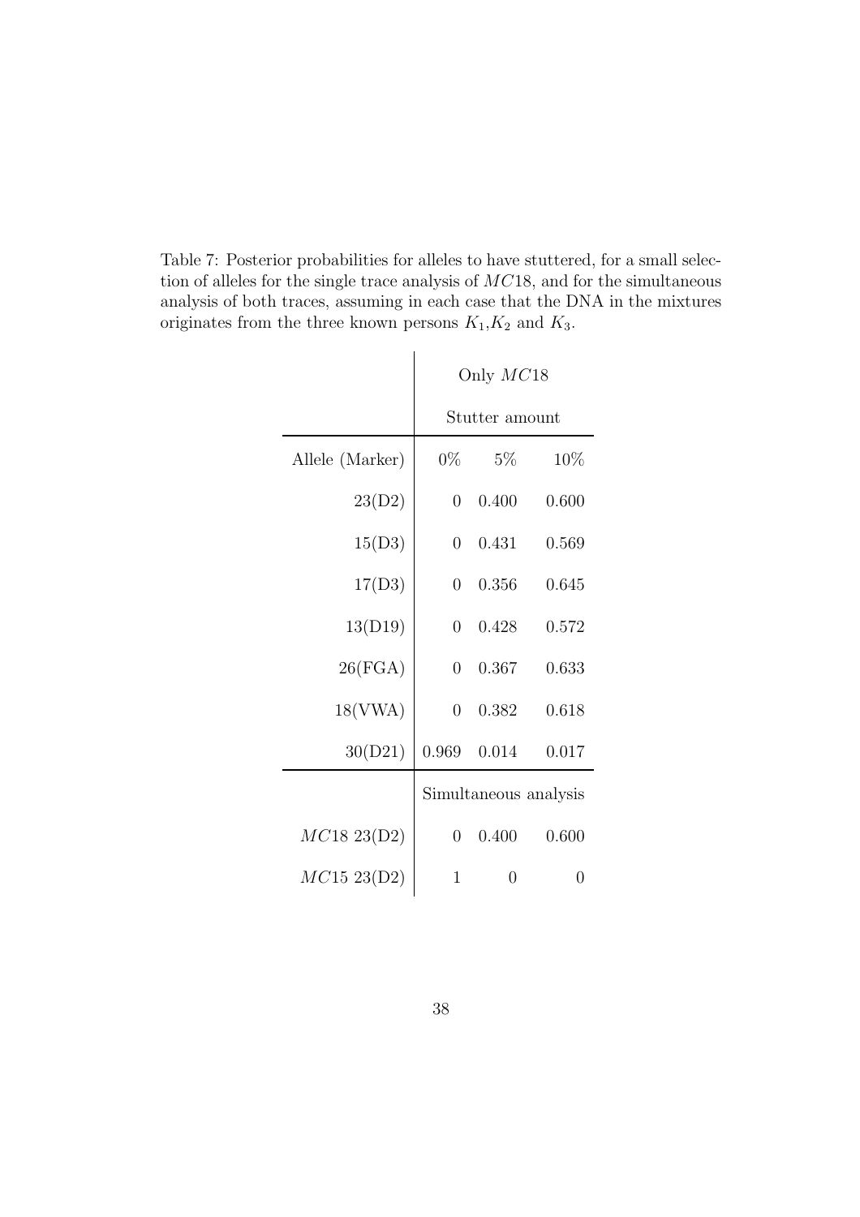Table 7: Posterior probabilities for alleles to have stuttered, for a small selection of alleles for the single trace analysis of $MC18$, and for the simultaneous analysis of both traces, assuming in each case that the DNA in the mixtures originates from the three known persons $K_1$,$K_2$ and $K_3$.

| | Only $MC18$ | | |
|---|---|---|---|
| | Stutter amount | | |
| Allele (Marker) | 0% | 5% | 10% |
| 23(D2) | 0 | 0.400 | 0.600 |
| 15(D3) | 0 | 0.431 | 0.569 |
| 17(D3) | 0 | 0.356 | 0.645 |
| 13(D19) | 0 | 0.428 | 0.572 |
| 26(FGA) | 0 | 0.367 | 0.633 |
| 18(VWA) | 0 | 0.382 | 0.618 |
| 30(D21) | 0.969 | 0.014 | 0.017 |
| | Simultaneous analysis | | |
| $MC18$ 23(D2) | 0 | 0.400 | 0.600 |
| $MC15$ 23(D2) | 1 | 0 | 0 |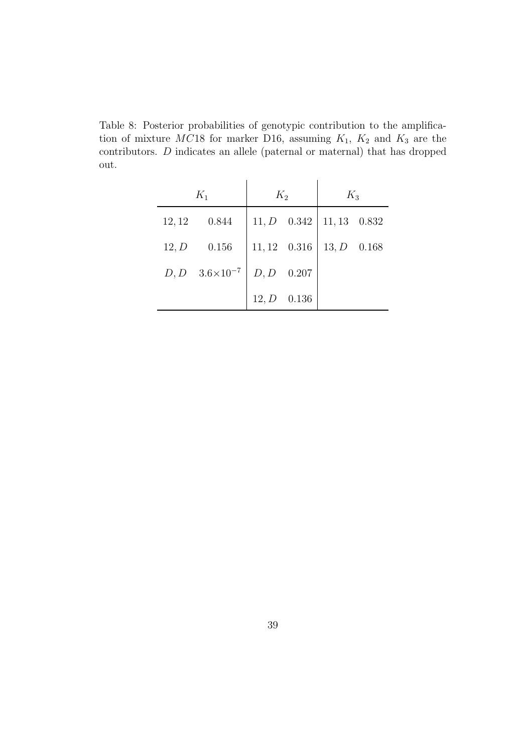Table 8: Posterior probabilities of genotypic contribution to the amplification of mixture $MC18$ for marker D16, assuming $K_1$, $K_2$ and $K_3$ are the contributors. $D$ indicates an allele (paternal or maternal) that has dropped out.

| $K_1$ | | $K_2$ | | $K_3$ | |
|---|---|---|---|---|---|
| 12, 12 | 0.844 | 11, $D$ | 0.342 | 11, 13 | 0.832 |
| 12, $D$ | 0.156 | 11, 12 | 0.316 | 13, $D$ | 0.168 |
| $D, D$ | $3.6{\times}10^{-7}$ | $D, D$ | 0.207 | | |
| | | 12, $D$ | 0.136 | | |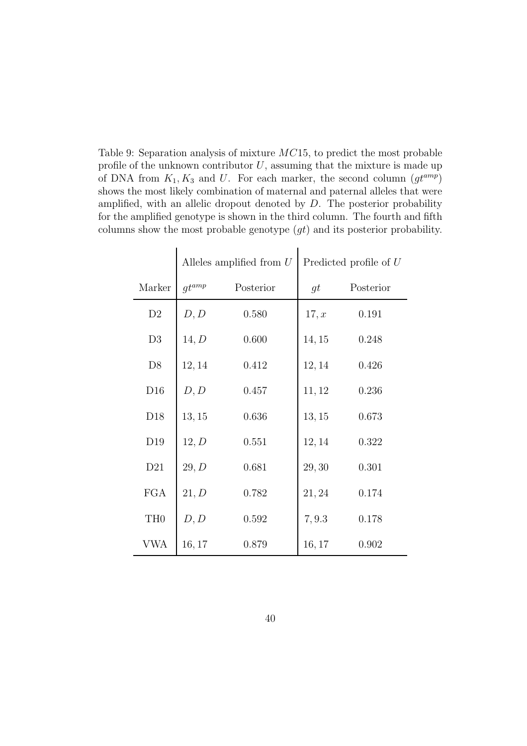Table 9: Separation analysis of mixture $MC15$, to predict the most probable profile of the unknown contributor $U$, assuming that the mixture is made up of DNA from $K_1, K_3$ and $U$. For each marker, the second column ($gt^{amp}$) shows the most likely combination of maternal and paternal alleles that were amplified, with an allelic dropout denoted by $D$. The posterior probability for the amplified genotype is shown in the third column. The fourth and fifth columns show the most probable genotype ($gt$) and its posterior probability.

| | Alleles amplified from $U$ | | Predicted profile of $U$ | |
|---|---|---|---|---|
| Marker | $gt^{amp}$ | Posterior | $gt$ | Posterior |
| D2 | $D, D$ | 0.580 | $17, x$ | 0.191 |
| D3 | $14, D$ | 0.600 | $14, 15$ | 0.248 |
| D8 | $12, 14$ | 0.412 | $12, 14$ | 0.426 |
| D16 | $D, D$ | 0.457 | $11, 12$ | 0.236 |
| D18 | $13, 15$ | 0.636 | $13, 15$ | 0.673 |
| D19 | $12, D$ | 0.551 | $12, 14$ | 0.322 |
| D21 | $29, D$ | 0.681 | $29, 30$ | 0.301 |
| FGA | $21, D$ | 0.782 | $21, 24$ | 0.174 |
| TH0 | $D, D$ | 0.592 | $7, 9.3$ | 0.178 |
| VWA | $16, 17$ | 0.879 | $16, 17$ | 0.902 |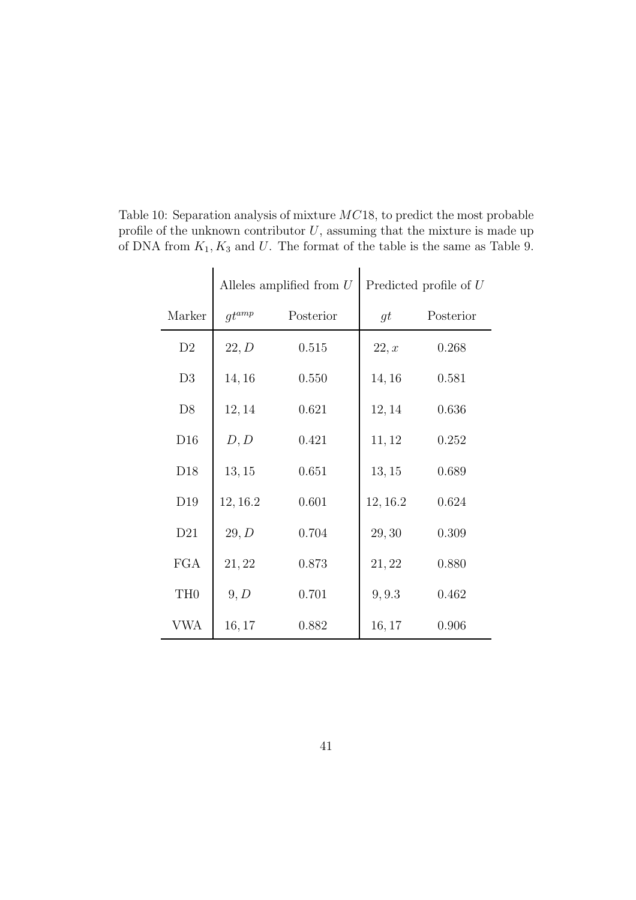Table 10: Separation analysis of mixture $MC18$, to predict the most probable profile of the unknown contributor $U$, assuming that the mixture is made up of DNA from $K_1, K_3$ and $U$. The format of the table is the same as Table 9.

| | Alleles amplified from $U$ | | Predicted profile of $U$ | |
|---|---|---|---|---|
| Marker | $gt^{amp}$ | Posterior | $gt$ | Posterior |
| D2 | $22, D$ | 0.515 | $22, x$ | 0.268 |
| D3 | 14, 16 | 0.550 | 14, 16 | 0.581 |
| D8 | 12, 14 | 0.621 | 12, 14 | 0.636 |
| D16 | $D, D$ | 0.421 | 11, 12 | 0.252 |
| D18 | 13, 15 | 0.651 | 13, 15 | 0.689 |
| D19 | 12, 16.2 | 0.601 | 12, 16.2 | 0.624 |
| D21 | $29, D$ | 0.704 | 29, 30 | 0.309 |
| FGA | 21, 22 | 0.873 | 21, 22 | 0.880 |
| TH0 | $9, D$ | 0.701 | 9, 9.3 | 0.462 |
| VWA | 16, 17 | 0.882 | 16, 17 | 0.906 |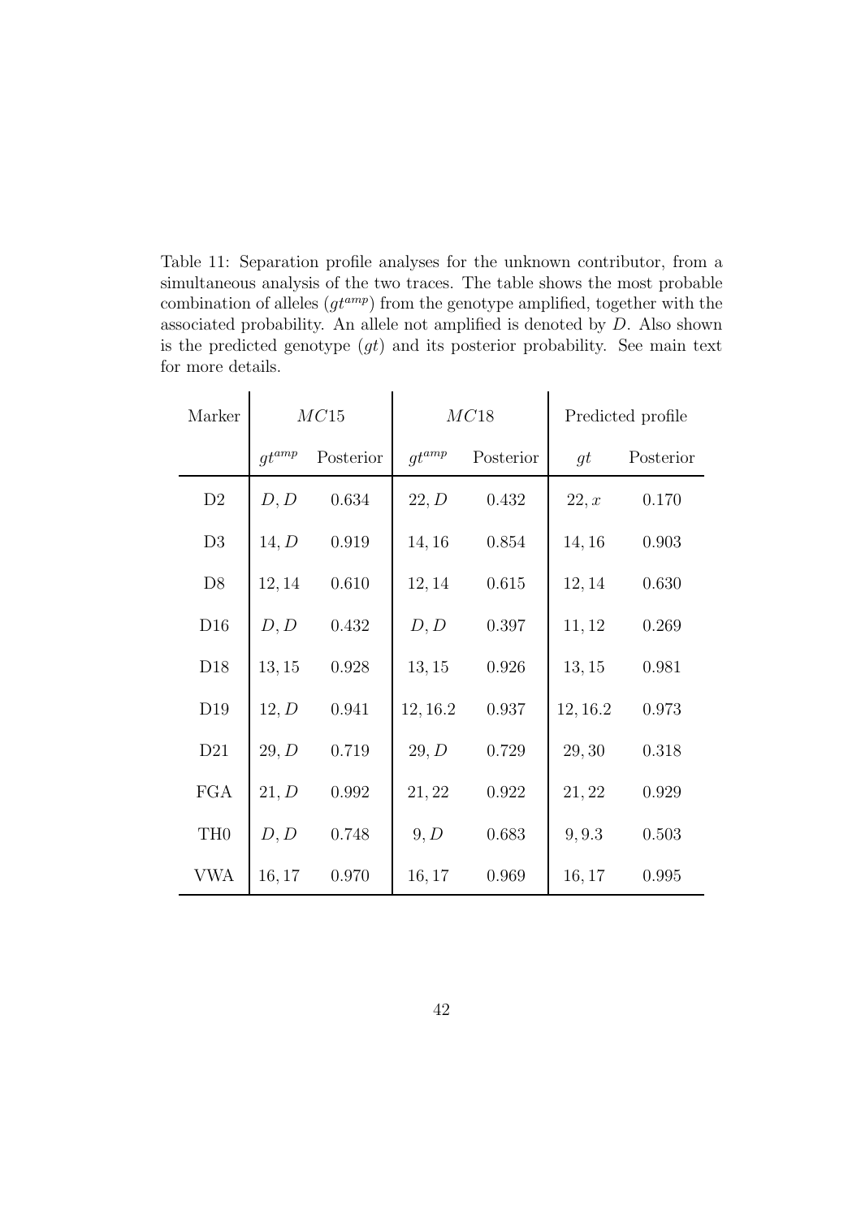Table 11: Separation profile analyses for the unknown contributor, from a simultaneous analysis of the two traces. The table shows the most probable combination of alleles ($gt^{amp}$) from the genotype amplified, together with the associated probability. An allele not amplified is denoted by $D$. Also shown is the predicted genotype ($gt$) and its posterior probability. See main text for more details.

| Marker | $MC15$ | | $MC18$ | | Predicted profile | |
|---|---|---|---|---|---|---|
| | $gt^{amp}$ | Posterior | $gt^{amp}$ | Posterior | $gt$ | Posterior |
| D2 | $D, D$ | 0.634 | $22, D$ | 0.432 | $22, x$ | 0.170 |
| D3 | $14, D$ | 0.919 | $14, 16$ | 0.854 | $14, 16$ | 0.903 |
| D8 | $12, 14$ | 0.610 | $12, 14$ | 0.615 | $12, 14$ | 0.630 |
| D16 | $D, D$ | 0.432 | $D, D$ | 0.397 | $11, 12$ | 0.269 |
| D18 | $13, 15$ | 0.928 | $13, 15$ | 0.926 | $13, 15$ | 0.981 |
| D19 | $12, D$ | 0.941 | $12, 16.2$ | 0.937 | $12, 16.2$ | 0.973 |
| D21 | $29, D$ | 0.719 | $29, D$ | 0.729 | $29, 30$ | 0.318 |
| FGA | $21, D$ | 0.992 | $21, 22$ | 0.922 | $21, 22$ | 0.929 |
| TH0 | $D, D$ | 0.748 | $9, D$ | 0.683 | $9, 9.3$ | 0.503 |
| VWA | $16, 17$ | 0.970 | $16, 17$ | 0.969 | $16, 17$ | 0.995 |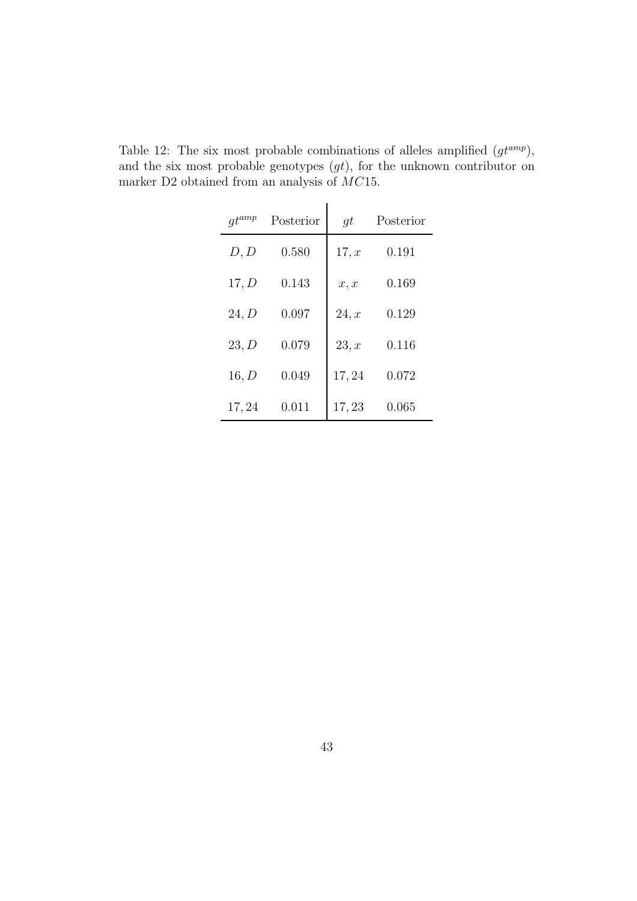Table 12: The six most probable combinations of alleles amplified ($gt^{amp}$), and the six most probable genotypes ($gt$), for the unknown contributor on marker D2 obtained from an analysis of $MC15$.

| $gt^{amp}$ | Posterior | $gt$ | Posterior |
|---|---|---|---|
| $D, D$ | 0.580 | $17, x$ | 0.191 |
| $17, D$ | 0.143 | $x, x$ | 0.169 |
| $24, D$ | 0.097 | $24, x$ | 0.129 |
| $23, D$ | 0.079 | $23, x$ | 0.116 |
| $16, D$ | 0.049 | $17, 24$ | 0.072 |
| $17, 24$ | 0.011 | $17, 23$ | 0.065 |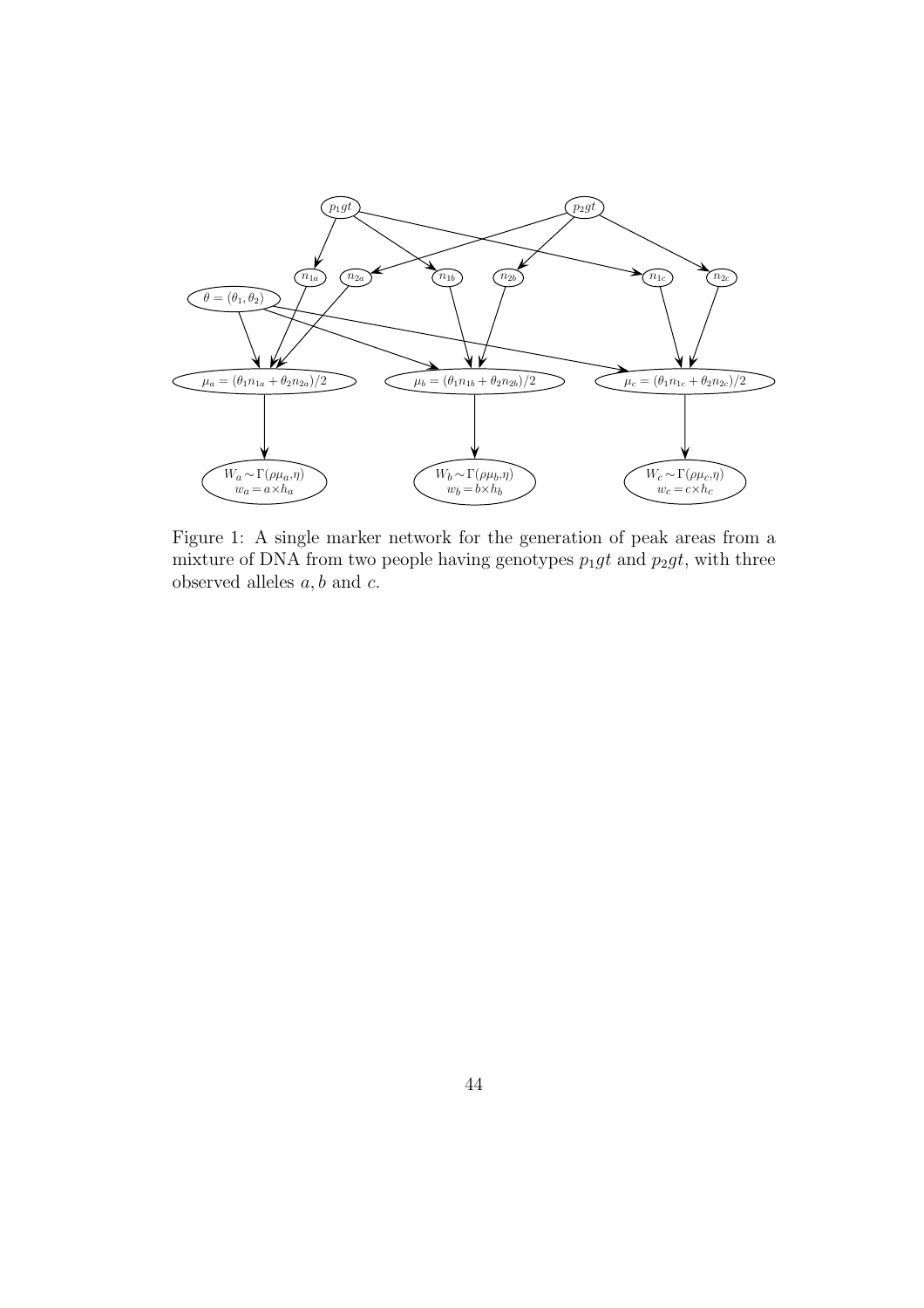Figure 1: A single marker network for the generation of peak areas from a mixture of DNA from two people having genotypes $p_1gt$ and $p_2gt$, with three observed alleles $a, b$ and $c$.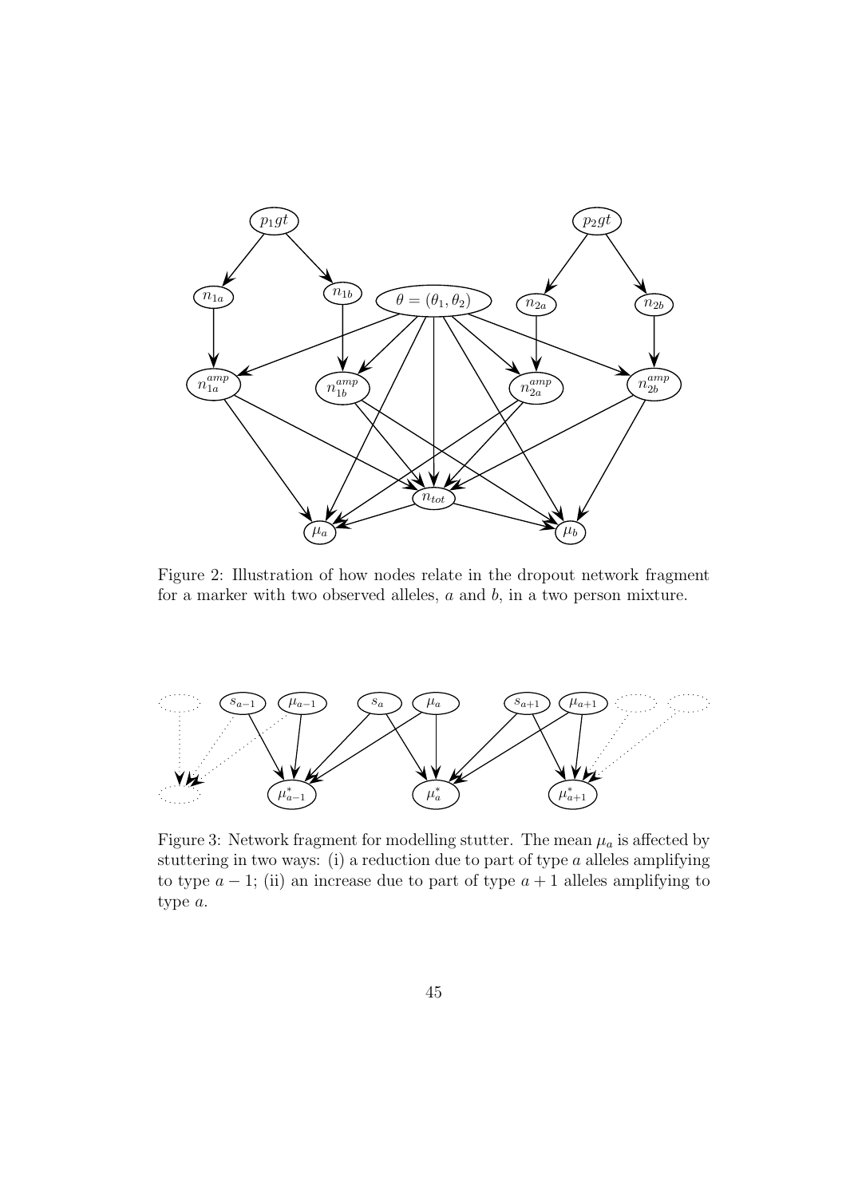Figure 2: Illustration of how nodes relate in the dropout network fragment for a marker with two observed alleles, $a$ and $b$, in a two person mixture.

Figure 3: Network fragment for modelling stutter. The mean $\mu_a$ is affected by stuttering in two ways: (i) a reduction due to part of type $a$ alleles amplifying to type $a-1$; (ii) an increase due to part of type $a+1$ alleles amplifying to type $a$.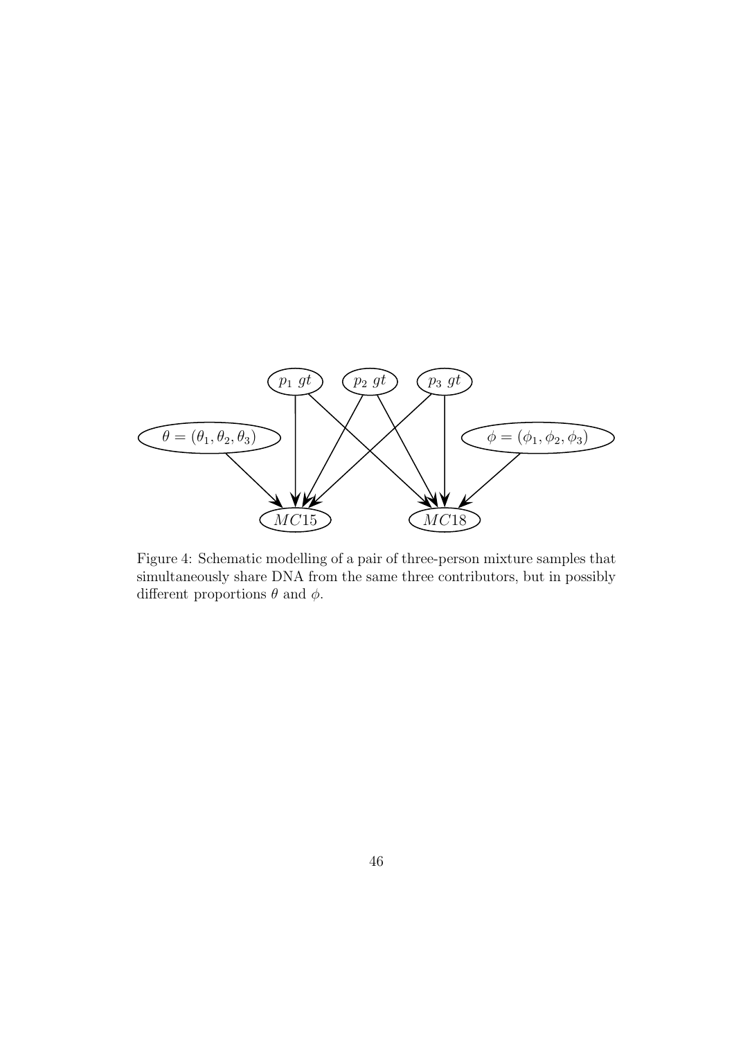$p_1\ gt$

$p_2\ gt$

$p_3\ gt$

$\theta = (\theta_1, \theta_2, \theta_3)$

$\phi = (\phi_1, \phi_2, \phi_3)$

$MC15$

$MC18$

Figure 4: Schematic modelling of a pair of three-person mixture samples that simultaneously share DNA from the same three contributors, but in possibly different proportions $\theta$ and $\phi$.